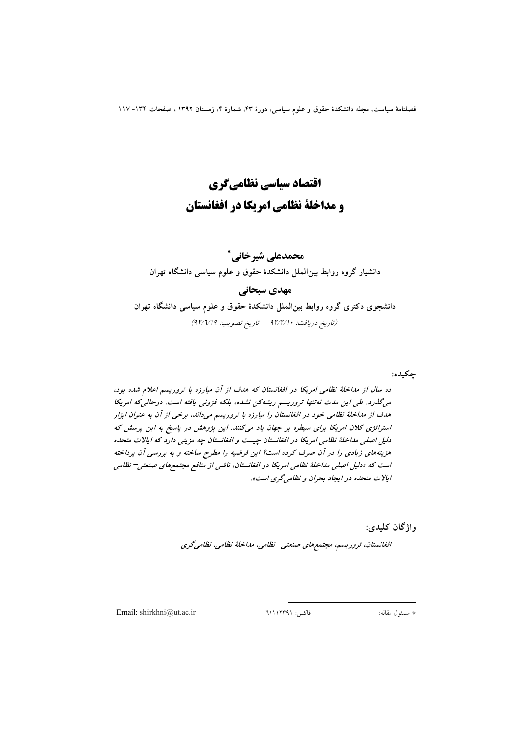# اقتصاد سیاسی نظامی‌گری و مداخلهٔ نظامی امریکا در افغانستان

**محمدعلی شیرخانی***

دانشیار گروه روابط بین‌الملل دانشکدهٔ حقوق و علوم سیاسی دانشگاه تهران

**مهدی سبحانی**

دانشجوی دکتری گروه روابط بین‌الملل دانشکدهٔ حقوق و علوم سیاسی دانشگاه تهران

*(تاریخ دریافت: ۹۲/۲/۱۰ تاریخ تصویب: ۹۲/۶/۱۹)*

**چکیده:**

*ده سال از مداخلهٔ نظامی امریکا در افغانستان که هدف از آن مبارزه با تروریسم اعلام شده بود، می‌گذرد. طی این مدت نه‌تنها تروریسم ریشه‌کن نشده، بلکه فزونی یافته است. درحالی‌که امریکا هدف از مداخلهٔ نظامی خود در افغانستان را مبارزه با تروریسم می‌داند، برخی از آن به عنوان ابزار استراتژی کلان امریکا برای سیطره بر جهان یاد می‌کنند. این پژوهش در پاسخ به این پرسش که دلیل اصلی مداخلهٔ نظامی امریکا در افغانستان چیست و افغانستان چه مزیتی دارد که ایالات متحده هزینه‌های زیادی را در آن صرف کرده است؟ این فرضیه را مطرح ساخته و به بررسی آن پرداخته است که «دلیل اصلی مداخلهٔ نظامی امریکا در افغانستان، ناشی از منافع مجتمع‌های صنعتی– نظامی ایالات متحده در ایجاد بحران و نظامی‌گری است».*

**واژگان کلیدی:**

*افغانستان، تروریسم، مجتمع‌های صنعتی- نظامی، مداخلهٔ نظامی، نظامی‌گری*

---

* مسئول مقاله: فاکس: ۶۱۱۱۲۳۹۱ Email: shirkhni@ut.ac.ir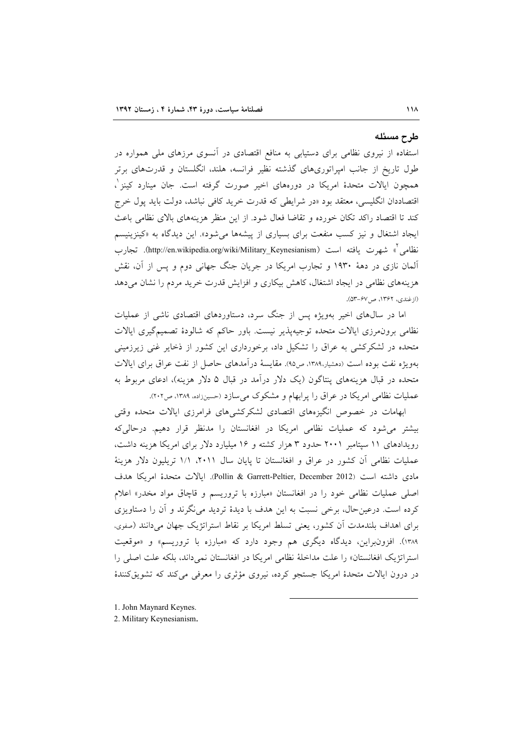## طرح مسئله

استفاده از نیروی نظامی برای دستیابی به منافع اقتصادی در آنسوی مرزهای ملی همواره در طول تاریخ از جانب امپراتوری‌های گذشته نظیر فرانسه، هلند، انگلستان و قدرت‌های برتر همچون ایالات متحدهٔ امریکا در دوره‌های اخیر صورت گرفته است. جان مینارد کینز[1]، اقتصاددان انگلیسی، معتقد بود «در شرایطی که قدرت خرید کافی نباشد، دولت باید پول خرج کند تا اقتصاد راکد تکان خورده و تقاضا فعال شود. از این منظر هزینه‌های بالای نظامی باعث ایجاد اشتغال و نیز کسب منفعت برای بسیاری از پیشه‌ها می‌شود». این دیدگاه به «کینزینیسم نظامی[2]» شهرت یافته است (http://en.wikipedia.org/wiki/Military_Keynesianism). تجارب آلمان نازی در دههٔ ۱۹۳۰ و تجارب امریکا در جریان جنگ جهانی دوم و پس از آن، نقش هزینه‌های نظامی در ایجاد اشتغال، کاهش بیکاری و افزایش قدرت خرید مردم را نشان می‌دهد (ازغندی، ۱۳۶۲، ص۶۷-۵۳).

اما در سال‌های اخیر به‌ویژه پس از جنگ سرد، دستاوردهای اقتصادی ناشی از عملیات نظامی برون‌مرزی ایالات متحده توجیه‌پذیر نیست. باور حاکم که شالودهٔ تصمیم‌گیری ایالات متحده در لشکرکشی به عراق را تشکیل داد، برخورداری این کشور از ذخایر غنی زیرزمینی به‌ویژه نفت بوده است (دهشیار،۱۳۸۹، ص۹۵). مقایسهٔ درآمدهای حاصل از نفت عراق برای ایالات متحده در قبال هزینه‌های پنتاگون (یک دلار درآمد در قبال ۵ دلار هزینه)، ادعای مربوط به عملیات نظامی امریکا در عراق را پرابهام و مشکوک می‌سازد (حسین‌زاده، ۱۳۸۹، ص۲۰۲).

ابهامات در خصوص انگیزه‌های اقتصادی لشکرکشی‌های فرامرزی ایالات متحده وقتی بیشتر می‌شود که عملیات نظامی امریکا در افغانستان را مدنظر قرار دهیم. درحالی‌که رویدادهای ۱۱ سپتامبر ۲۰۰۱ حدود ۳ هزار کشته و ۱۶ میلیارد دلار برای امریکا هزینه داشت، عملیات نظامی آن کشور در عراق و افغانستان تا پایان سال ۲۰۱۱، ۱/۱ تریلیون دلار هزینهٔ مادی داشته است (Pollin & Garrett-Peltier, December 2012). ایالات متحدهٔ امریکا هدف اصلی عملیات نظامی خود را در افغانستان «مبارزه با تروریسم و قاچاق مواد مخدر» اعلام کرده است. درعین‌حال، برخی نسبت به این هدف با دیدهٔ تردید می‌نگرند و آن را دستاویزی برای اهداف بلندمدت آن کشور، یعنی تسلط امریکا بر نقاط استراتژیک جهان می‌دانند (صفوی، ۱۳۸۹). افزون‌براین، دیدگاه دیگری هم وجود دارد که «مبارزه با تروریسم» و «موقعیت استراتژیک افغانستان» را علت مداخلهٔ نظامی امریکا در افغانستان نمی‌داند، بلکه علت اصلی را در درون ایالات متحدهٔ امریکا جستجو کرده، نیروی مؤثری را معرفی می‌کند که تشویق‌کنندهٔ

---

1. John Maynard Keynes.
2. Military Keynesianism.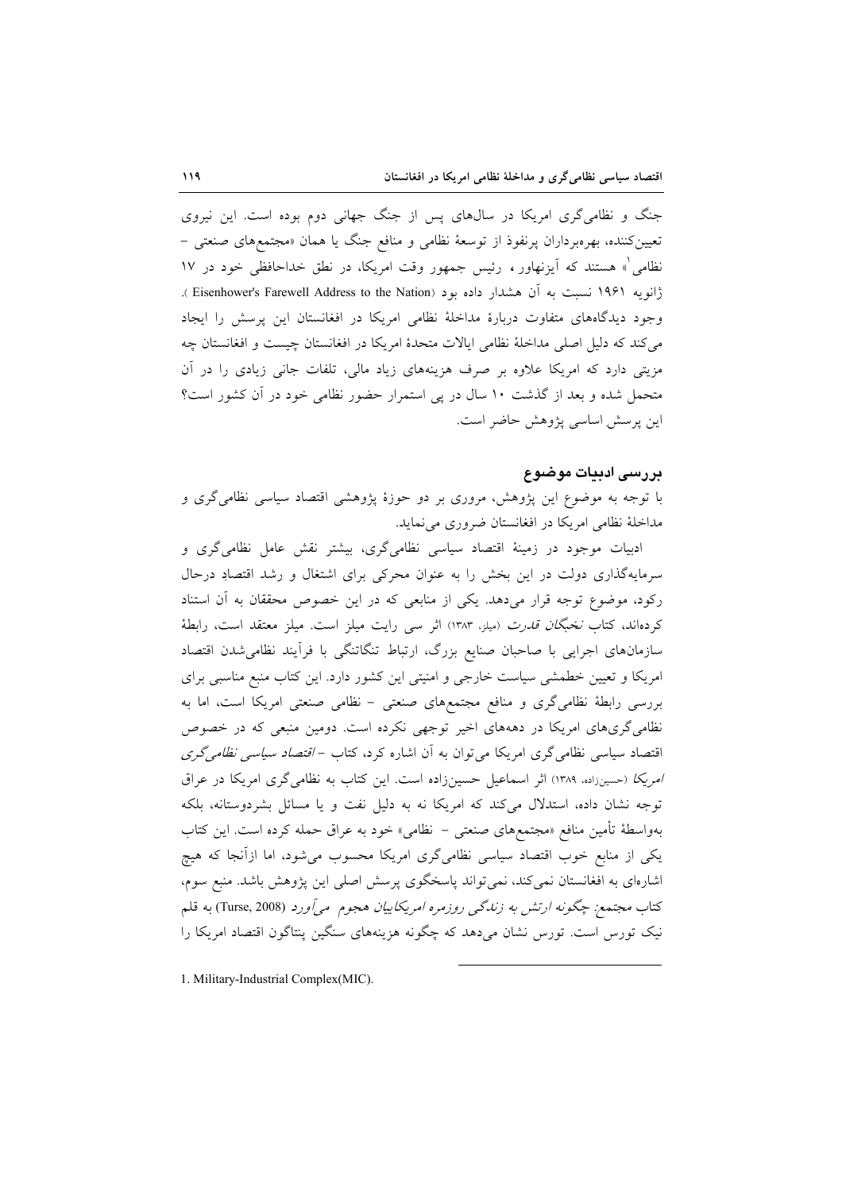جنگ و نظامی‌گری امریکا در سال‌های پس از جنگ جهانی دوم بوده است. این نیروی تعیین‌کننده، بهره‌برداران پرنفوذ از توسعهٔ نظامی و منافع جنگ یا همان «مجتمع‌های صنعتی – نظامی[1]» هستند که آیزنهاور، رئیس جمهور وقت امریکا، در نطق خداحافظی خود در ۱۷ ژانویه ۱۹۶۱ نسبت به آن هشدار داده بود (Eisenhower's Farewell Address to the Nation). وجود دیدگاه‌های متفاوت دربارهٔ مداخلهٔ نظامی امریکا در افغانستان این پرسش را ایجاد می‌کند که دلیل اصلی مداخلهٔ نظامی ایالات متحدهٔ امریکا در افغانستان چیست و افغانستان چه مزیتی دارد که امریکا علاوه بر صرف هزینه‌های زیاد مالی، تلفات جانی زیادی را در آن متحمل شده و بعد از گذشت ۱۰ سال در پی استمرار حضور نظامی خود در آن کشور است؟ این پرسش اساسی پژوهش حاضر است.

## بررسی ادبیات موضوع

با توجه به موضوع این پژوهش، مروری بر دو حوزهٔ پژوهشی اقتصاد سیاسی نظامی‌گری و مداخلهٔ نظامی امریکا در افغانستان ضروری می‌نماید.

ادبیات موجود در زمینهٔ اقتصاد سیاسی نظامی‌گری، بیشتر نقش عامل نظامی‌گری و سرمایه‌گذاری دولت در این بخش را به عنوان محرکی برای اشتغال و رشد اقتصادِ درحال رکود، موضوع توجه قرار می‌دهد. یکی از منابعی که در این خصوص محققان به آن استناد کرده‌اند، کتاب *نخبگان قدرت* (میلز، ۱۳۸۳) اثر سی رایت میلز است. میلز معتقد است، رابطهٔ سازمان‌های اجرایی با صاحبان صنایع بزرگ، ارتباط تنگاتنگی با فرآیند نظامی‌شدن اقتصاد امریکا و تعیین خطمشی سیاست خارجی و امنیتی این کشور دارد. این کتاب منبع مناسبی برای بررسی رابطهٔ نظامی‌گری و منافع مجتمع‌های صنعتی – نظامی صنعتی امریکا است، اما به نظامی‌گری‌های امریکا در دهه‌های اخیر توجهی نکرده است. دومین منبعی که در خصوص اقتصاد سیاسی نظامی‌گری امریکا می‌توان به آن اشاره کرد، کتاب – *اقتصاد سیاسی نظامی‌گری امریکا* (حسین‌زاده، ۱۳۸۹) اثر اسماعیل حسین‌زاده است. این کتاب به نظامی‌گری امریکا در عراق توجه نشان داده، استدلال می‌کند که امریکا نه به دلیل نفت و یا مسائل بشردوستانه، بلکه به‌واسطهٔ تأمین منافع «مجتمع‌های صنعتی – نظامی» خود به عراق حمله کرده است. این کتاب یکی از منابع خوب اقتصاد سیاسی نظامی‌گری امریکا محسوب می‌شود، اما ازآنجا که هیچ اشاره‌ای به افغانستان نمی‌کند، نمی‌تواند پاسخگوی پرسش اصلی این پژوهش باشد. منبع سوم، کتاب *مجتمع: چگونه ارتش به زندگی روزمره امریکاییان هجوم می‌آورد* (Turse, 2008) به قلم نیک تورس است. تورس نشان می‌دهد که چگونه هزینه‌های سنگین پنتاگون اقتصاد امریکا را

1. Military-Industrial Complex(MIC).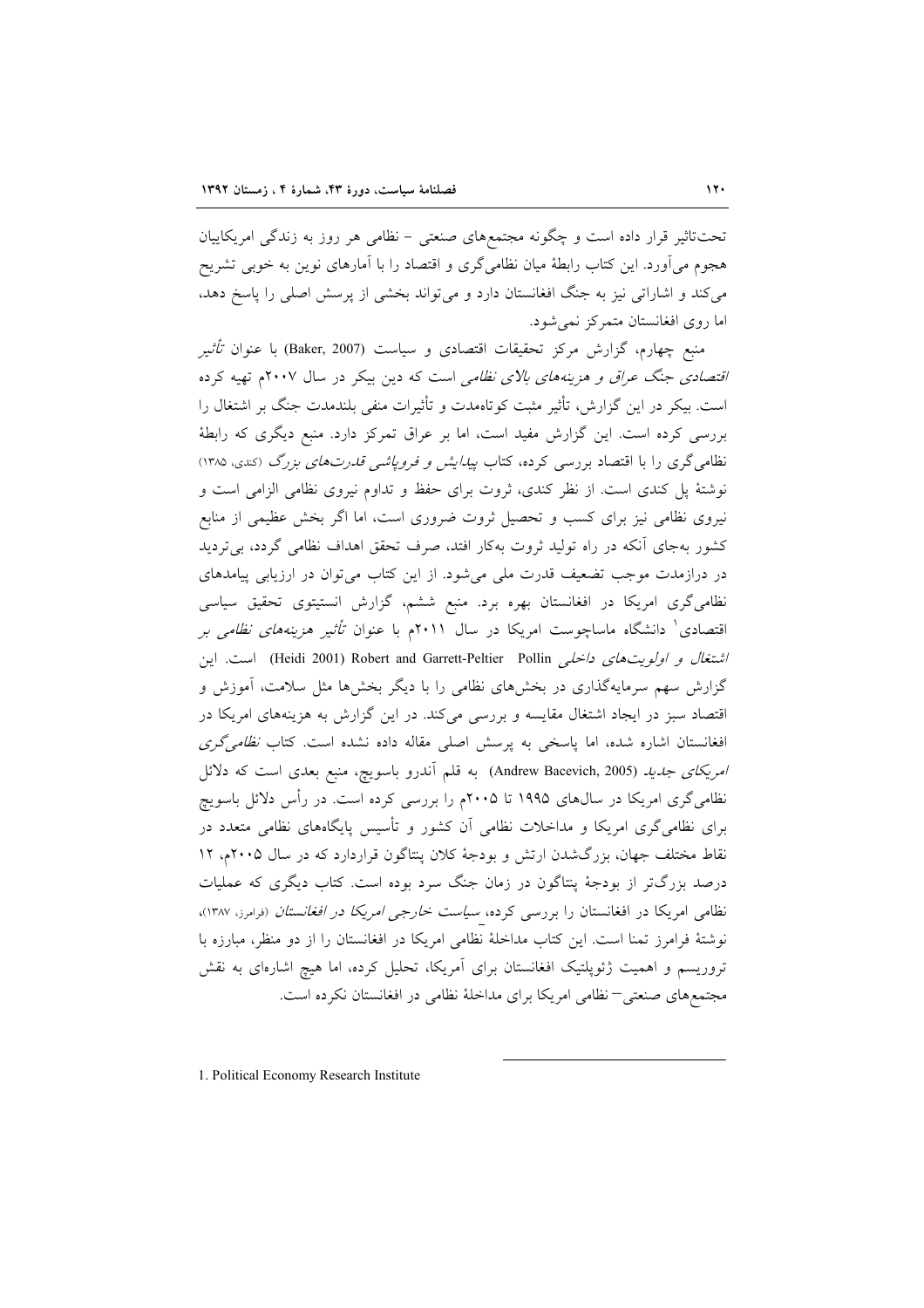تحت‌تاثیر قرار داده است و چگونه مجتمع‌های صنعتی – نظامی هر روز به زندگی امریکاییان هجوم می‌آورد. این کتاب رابطهٔ میان نظامی‌گری و اقتصاد را با آمارهای نوین به خوبی تشریح می‌کند و اشاراتی نیز به جنگ افغانستان دارد و می‌تواند بخشی از پرسش اصلی را پاسخ دهد، اما روی افغانستان متمرکز نمی‌شود.

منبع چهارم، گزارش مرکز تحقیقات اقتصادی و سیاست (Baker, 2007) با عنوان *تأثیر اقتصادی جنگ عراق و هزینه‌های بالای نظامی* است که دین بیکر در سال ۲۰۰۷م تهیه کرده است. بیکر در این گزارش، تأثیر مثبت کوتاه‌مدت و تأثیرات منفی بلندمدت جنگ بر اشتغال را بررسی کرده است. این گزارش مفید است، اما بر عراق تمرکز دارد. منبع دیگری که رابطهٔ نظامی‌گری را با اقتصاد بررسی کرده، کتاب *پیدایش و فروپاشی قدرت‌های بزرگ* (کندی، ۱۳۸۵) نوشتهٔ پل کندی است. از نظر کندی، ثروت برای حفظ و تداوم نیروی نظامی الزامی است و نیروی نظامی نیز برای کسب و تحصیل ثروت ضروری است، اما اگر بخش عظیمی از منابع کشور به‌جای آنکه در راه تولید ثروت به‌کار افتد، صرف تحقق اهداف نظامی گردد، بی‌تردید در درازمدت موجب تضعیف قدرت ملی می‌شود. از این کتاب می‌توان در ارزیابی پیامدهای نظامی‌گری امریکا در افغانستان بهره برد. منبع ششم، گزارش انستیتوی تحقیق سیاسی اقتصادی[1] دانشگاه ماساچوست امریکا در سال ۲۰۱۱م با عنوان *تأثیر هزینه‌های نظامی بر اشتغال و اولویت‌های داخلی* Robert and Garrett-Peltier Pollin (Heidi 2001) است. این گزارش سهم سرمایه‌گذاری در بخش‌های نظامی را با دیگر بخش‌ها مثل سلامت، آموزش و اقتصاد سبز در ایجاد اشتغال مقایسه و بررسی می‌کند. در این گزارش به هزینه‌های امریکا در افغانستان اشاره شده، اما پاسخی به پرسش اصلی مقاله داده نشده است. کتاب *نظامی‌گری امریکای جدید* (Andrew Bacevich, 2005) به قلم آندرو باسویچ، منبع بعدی است که دلائل نظامی‌گری امریکا در سال‌های ۱۹۹۵ تا ۲۰۰۵م را بررسی کرده است. در رأس دلائل باسویچ برای نظامی‌گری امریکا و مداخلات نظامی آن کشور و تأسیس پایگاه‌های نظامی متعدد در نقاط مختلف جهان، بزرگ‌شدن ارتش و بودجهٔ کلان پنتاگون قراردارد که در سال ۲۰۰۵م، ۱۲ درصد بزرگ‌تر از بودجهٔ پنتاگون در زمان جنگ سرد بوده است. کتاب دیگری که عملیات نظامی امریکا در افغانستان را بررسی کرده، *سیاست خارجی امریکا در افغانستان* (فرامرز، ۱۳۸۷)، نوشتهٔ فرامرز تمنا است. این کتاب مداخلهٔ نظامی امریکا در افغانستان را از دو منظر، مبارزه با تروریسم و اهمیت ژئوپلتیک افغانستان برای آمریکا، تحلیل کرده، اما هیچ اشاره‌ای به نقش مجتمع‌های صنعتی– نظامی امریکا برای مداخلهٔ نظامی در افغانستان نکرده است.

---

1. Political Economy Research Institute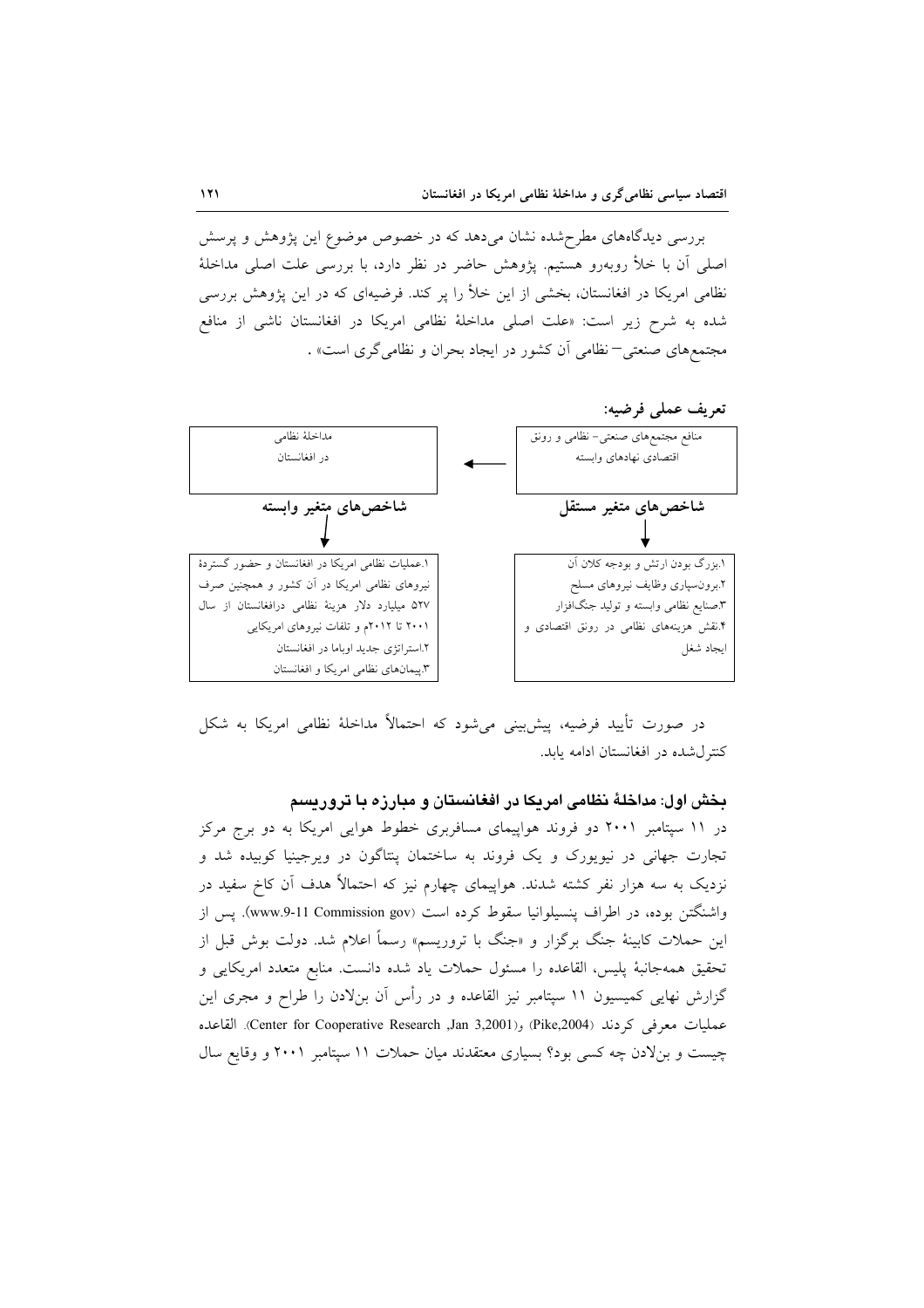بررسی دیدگاه‌های مطرح‌شده نشان می‌دهد که در خصوص موضوع این پژوهش و پرسش اصلی آن با خلأ روبه‌رو هستیم. پژوهش حاضر در نظر دارد، با بررسی علت اصلی مداخلهٔ نظامی امریکا در افغانستان، بخشی از این خلأ را پر کند. فرضیه‌ای که در این پژوهش بررسی شده به شرح زیر است: «علت اصلی مداخلهٔ نظامی امریکا در افغانستان ناشی از منافع مجتمع‌های صنعتی– نظامی آن کشور در ایجاد بحران و نظامی‌گری است» .

**تعریف عملی فرضیه:**

| منافع مجتمع‌های صنعتی– نظامی و رونق اقتصادی نهادهای وابسته | ← | مداخلهٔ نظامی در افغانستان |
|---|---|---|
| **شاخص‌های متغیر مستقل** | | **شاخص‌های متغیر وابسته** |
| ۱.بزرگ بودن ارتش و بودجه کلان آن<br>۲.برون‌سپاری وظایف نیروهای مسلح<br>۳.صنایع نظامی وابسته و تولید جنگ‌افزار<br>۴.نقش هزینه‌های نظامی در رونق اقتصادی و ایجاد شغل | | ۱.عملیات نظامی امریکا در افغانستان و حضور گستردهٔ نیروهای نظامی امریکا در آن کشور و همچنین صرف ۵۲۷ میلیارد دلار هزینهٔ نظامی درافغانستان از سال ۲۰۰۱ تا ۲۰۱۲م و تلفات نیروهای امریکایی<br>۲.استراتژی جدید اوباما در افغانستان<br>۳.پیمان‌های نظامی امریکا و افغانستان |

در صورت تأیید فرضیه، پیش‌بینی می‌شود که احتمالاً مداخلهٔ نظامی امریکا به شکل کنترل‌شده در افغانستان ادامه یابد.

## بخش اول: مداخلهٔ نظامی امریکا در افغانستان و مبارزه با تروریسم

در ۱۱ سپتامبر ۲۰۰۱ دو فروند هواپیمای مسافربری خطوط هوایی امریکا به دو برج مرکز تجارت جهانی در نیویورک و یک فروند به ساختمان پنتاگون در ویرجینیا کوبیده شد و نزدیک به سه هزار نفر کشته شدند. هواپیمای چهارم نیز که احتمالاً هدف آن کاخ سفید در واشنگتن بوده، در اطراف پنسیلوانیا سقوط کرده است (www.9-11 Commission gov). پس از این حملات کابینهٔ جنگ برگزار و «جنگ با تروریسم» رسماً اعلام شد. دولت بوش قبل از تحقیق همه‌جانبهٔ پلیس، القاعده را مسئول حملات یاد شده دانست. منابع متعدد امریکایی و گزارش نهایی کمیسیون ۱۱ سپتامبر نیز القاعده و در رأس آن بن‌لادن را طراح و مجری این عملیات معرفی کردند (Pike,2004) و(Center for Cooperative Research ,Jan 3,2001). القاعده چیست و بن‌لادن چه کسی بود؟ بسیاری معتقدند میان حملات ۱۱ سپتامبر ۲۰۰۱ و وقایع سال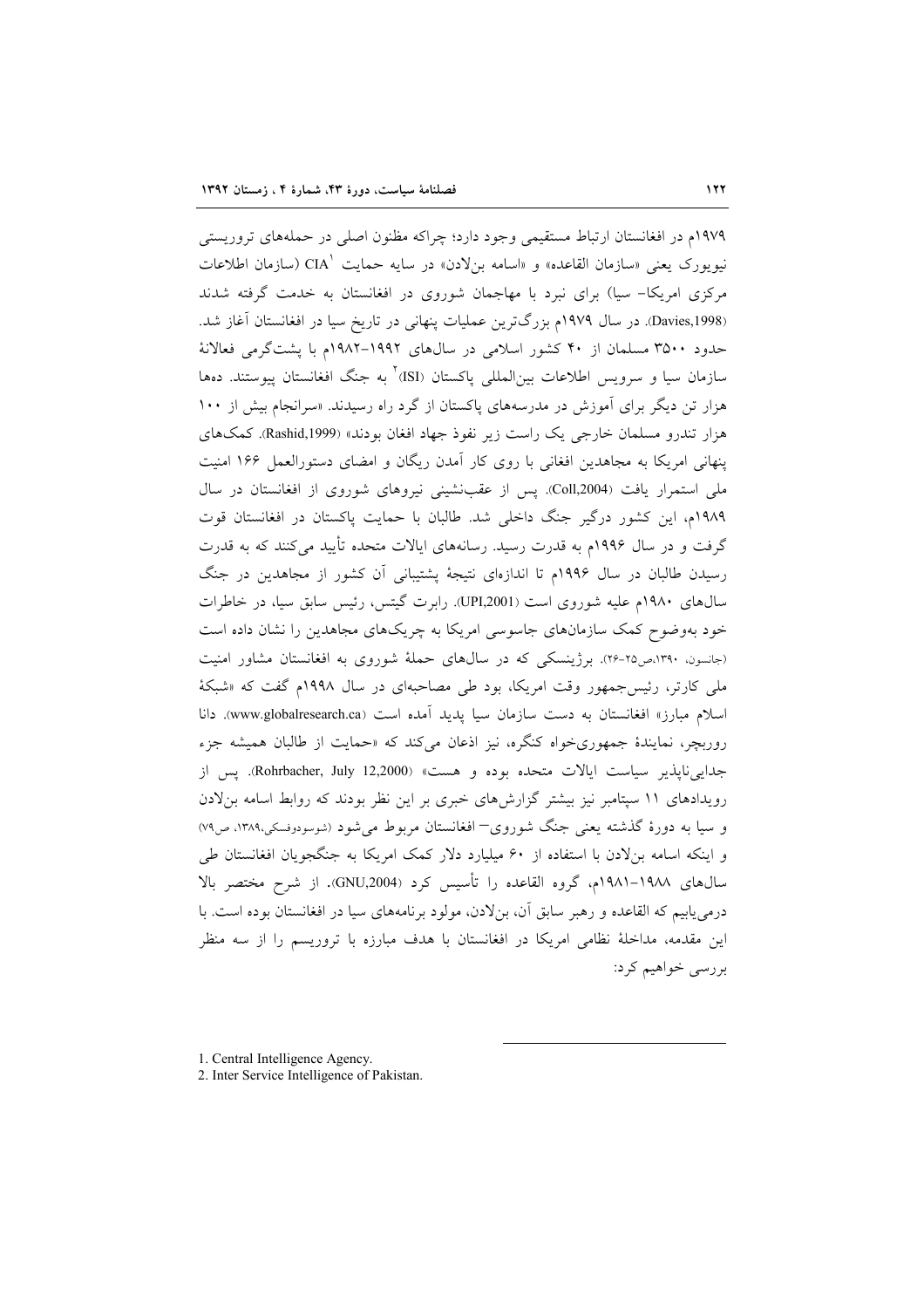۱۹۷۹م در افغانستان ارتباط مستقیمی وجود دارد؛ چراکه مظنون اصلی در حمله‌های تروریستی نیویورک یعنی «سازمان القاعده» و «اسامه بن‌لادن» در سایه حمایت CIA[1] (سازمان اطلاعات مرکزی امریکا- سیا) برای نبرد با مهاجمان شوروی در افغانستان به خدمت گرفته شدند (Davies,1998). در سال ۱۹۷۹م بزرگ‌ترین عملیات پنهانی در تاریخ سیا در افغانستان آغاز شد. حدود ۳۵۰۰ مسلمان از ۴۰ کشور اسلامی در سال‌های ۱۹۹۲-۱۹۸۲م با پشت‌گرمی فعالانهٔ سازمان سیا و سرویس اطلاعات بین‌المللی پاکستان (ISI)[2] به جنگ افغانستان پیوستند. ده‌ها هزار تن دیگر برای آموزش در مدرسه‌های پاکستان از گرد راه رسیدند. «سرانجام بیش از ۱۰۰ هزار تندرو مسلمان خارجی یک راست زیر نفوذ جهاد افغان بودند» (Rashid,1999). کمک‌های پنهانی امریکا به مجاهدین افغانی با روی کار آمدن ریگان و امضای دستورالعمل ۱۶۶ امنیت ملی استمرار یافت (Coll,2004). پس از عقب‌نشینی نیروهای شوروی از افغانستان در سال ۱۹۸۹م، این کشور درگیر جنگ داخلی شد. طالبان با حمایت پاکستان در افغانستان قوت گرفت و در سال ۱۹۹۶م به قدرت رسید. رسانه‌های ایالات متحده تأیید می‌کنند که به قدرت رسیدن طالبان در سال ۱۹۹۶م تا اندازه‌ای نتیجهٔ پشتیبانی آن کشور از مجاهدین در جنگ سال‌های ۱۹۸۰م علیه شوروی است (UPI,2001). رابرت گیتس، رئیس سابق سیا، در خاطرات خود به‌وضوح کمک سازمان‌های جاسوسی امریکا به چریک‌های مجاهدین را نشان داده است (جانسون، ۱۳۹۰،ص۲۵-۲۶). برژینسکی که در سال‌های حملهٔ شوروی به افغانستان مشاور امنیت ملی کارتر، رئیس‌جمهور وقت امریکا، بود طی مصاحبه‌ای در سال ۱۹۹۸م گفت که «شبکهٔ اسلام مبارز» افغانستان به دست سازمان سیا پدید آمده است (www.globalresearch.ca). دانا روربچر، نمایندهٔ جمهوری‌خواه کنگره، نیز اذعان می‌کند که «حمایت از طالبان همیشه جزء جدایی‌ناپذیر سیاست ایالات متحده بوده و هست» (Rohrbacher, July 12,2000). پس از رویدادهای ۱۱ سپتامبر نیز بیشتر گزارش‌های خبری بر این نظر بودند که روابط اسامه بن‌لادن و سیا به دورهٔ گذشته یعنی جنگ شوروی– افغانستان مربوط می‌شود (شوسودوفسکی،۱۳۸۹، ص۷۹) و اینکه اسامه بن‌لادن با استفاده از ۶۰ میلیارد دلار کمک امریکا به جنگجویان افغانستان طی سال‌های ۱۹۸۸-۱۹۸۱م، گروه القاعده را تأسیس کرد (GNU,2004). از شرح مختصر بالا درمی‌یابیم که القاعده و رهبر سابق آن، بن‌لادن، مولود برنامه‌های سیا در افغانستان بوده است. با این مقدمه، مداخلهٔ نظامی امریکا در افغانستان با هدف مبارزه با تروریسم را از سه منظر بررسی خواهیم کرد:

---

1. Central Intelligence Agency.
2. Inter Service Intelligence of Pakistan.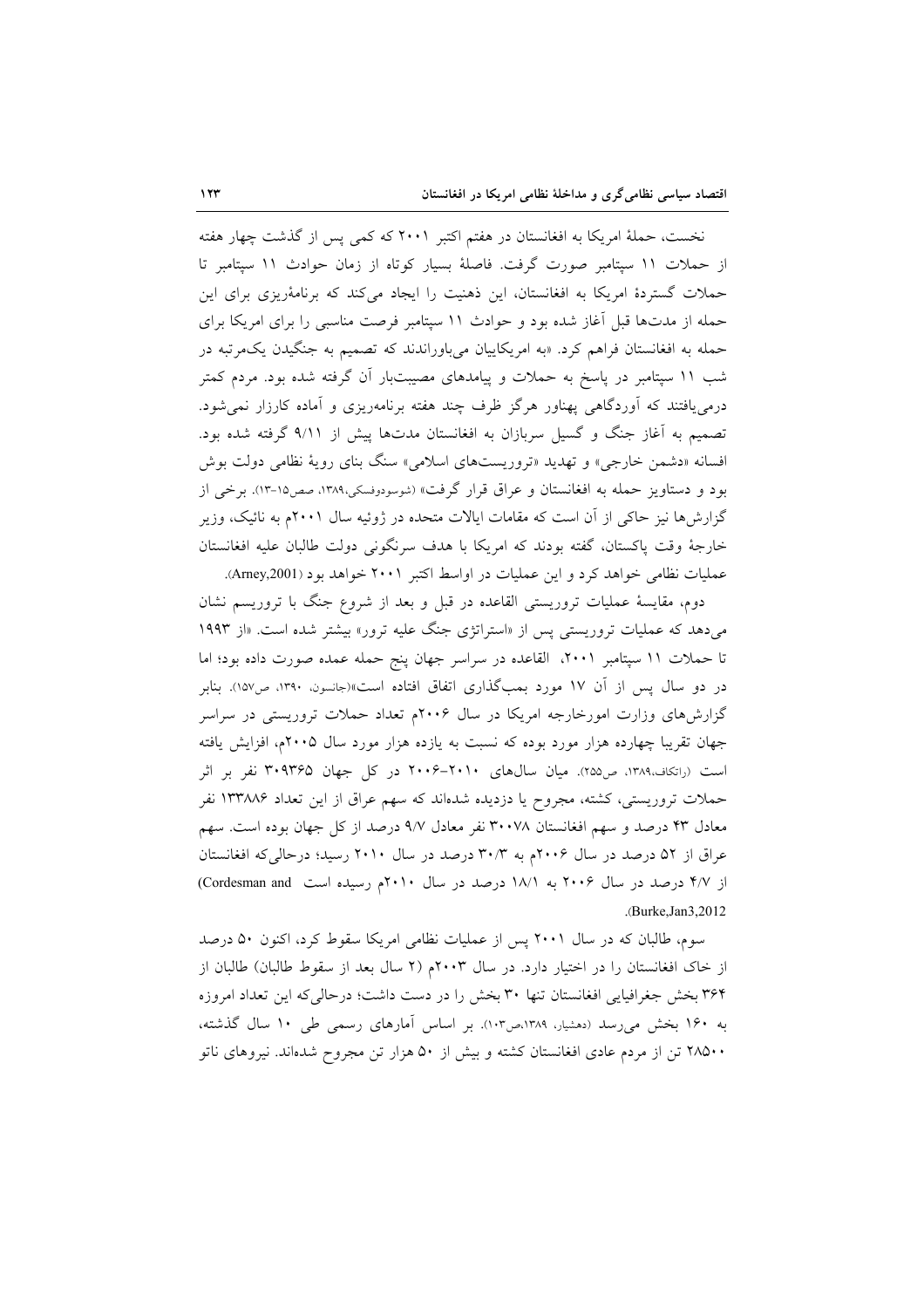نخست، حملهٔ امریکا به افغانستان در هفتم اکتبر ۲۰۰۱ که کمی پس از گذشت چهار هفته از حملات ۱۱ سپتامبر صورت گرفت. فاصلهٔ بسیار کوتاه از زمان حوادث ۱۱ سپتامبر تا حملات گستردهٔ امریکا به افغانستان، این ذهنیت را ایجاد می‌کند که برنامه‌ریزی برای این حمله از مدت‌ها قبل آغاز شده بود و حوادث ۱۱ سپتامبر فرصت مناسبی را برای امریکا برای حمله به افغانستان فراهم کرد. «به امریکاییان می‌باوراندند که تصمیم به جنگیدن یک‌مرتبه در شب ۱۱ سپتامبر در پاسخ به حملات و پیامدهای مصیبت‌بار آن گرفته شده بود. مردم کمتر درمی‌یافتند که آوردگاهی پهناور هرگز ظرف چند هفته برنامه‌ریزی و آماده کارزار نمی‌شود. تصمیم به آغاز جنگ و گسیل سربازان به افغانستان مدت‌ها پیش از ۹/۱۱ گرفته شده بود. افسانه «دشمن خارجی» و تهدید «تروریست‌های اسلامی» سنگ بنای رویهٔ نظامی دولت بوش بود و دستاویز حمله به افغانستان و عراق قرار گرفت» (شوسودوفسکی،۱۳۸۹، صص۱۵-۱۳). برخی از گزارش‌ها نیز حاکی از آن است که مقامات ایالات متحده در ژوئیه سال ۲۰۰۱م به نائیک، وزیر خارجهٔ وقت پاکستان، گفته بودند که امریکا با هدف سرنگونی دولت طالبان علیه افغانستان عملیات نظامی خواهد کرد و این عملیات در اواسط اکتبر ۲۰۰۱ خواهد بود (Arney,2001).

دوم، مقایسهٔ عملیات تروریستی القاعده در قبل و بعد از شروع جنگ با تروریسم نشان می‌دهد که عملیات تروریستی پس از «استراتژی جنگ علیه ترور» بیشتر شده است. «از ۱۹۹۳ تا حملات ۱۱ سپتامبر ۲۰۰۱، القاعده در سراسر جهان پنج حمله عمده صورت داده بود؛ اما در دو سال پس از آن ۱۷ مورد بمب‌گذاری اتفاق افتاده است»(جانسون، ۱۳۹۰، ص۱۵۷). بنابر گزارش‌های وزارت امورخارجه امریکا در سال ۲۰۰۶م تعداد حملات تروریستی در سراسر جهان تقریبا چهارده هزار مورد بوده که نسبت به یازده هزار مورد سال ۲۰۰۵م، افزایش یافته است (راتکاف،۱۳۸۹، ص۲۵۵). میان سال‌های ۲۰۱۰-۲۰۰۶ در کل جهان ۳۰۹۳۶۵ نفر بر اثر حملات تروریستی، کشته، مجروح یا دزدیده شده‌اند که سهم عراق از این تعداد ۱۳۳۸۸۶ نفر معادل ۴۳ درصد و سهم افغانستان ۳۰۰۷۸ نفر معادل ۹/۷ درصد از کل جهان بوده است. سهم عراق از ۵۲ درصد در سال ۲۰۰۶م به ۳۰/۳ درصد در سال ۲۰۱۰ رسید؛ درحالی‌که افغانستان از ۴/۷ درصد در سال ۲۰۰۶ به ۱۸/۱ درصد در سال ۲۰۱۰م رسیده است (Cordesman and Burke,Jan3,2012).

سوم، طالبان که در سال ۲۰۰۱ پس از عملیات نظامی امریکا سقوط کرد، اکنون ۵۰ درصد از خاک افغانستان را در اختیار دارد. در سال ۲۰۰۳م (۲ سال بعد از سقوط طالبان) طالبان از ۳۶۴ بخش جغرافیایی افغانستان تنها ۳۰ بخش را در دست داشت؛ درحالی‌که این تعداد امروزه به ۱۶۰ بخش می‌رسد (دهشیار، ۱۳۸۹،ص۱۰۳). بر اساس آمارهای رسمی طی ۱۰ سال گذشته، ۲۸۵۰۰ تن از مردم عادی افغانستان کشته و بیش از ۵۰ هزار تن مجروح شده‌اند. نیروهای ناتو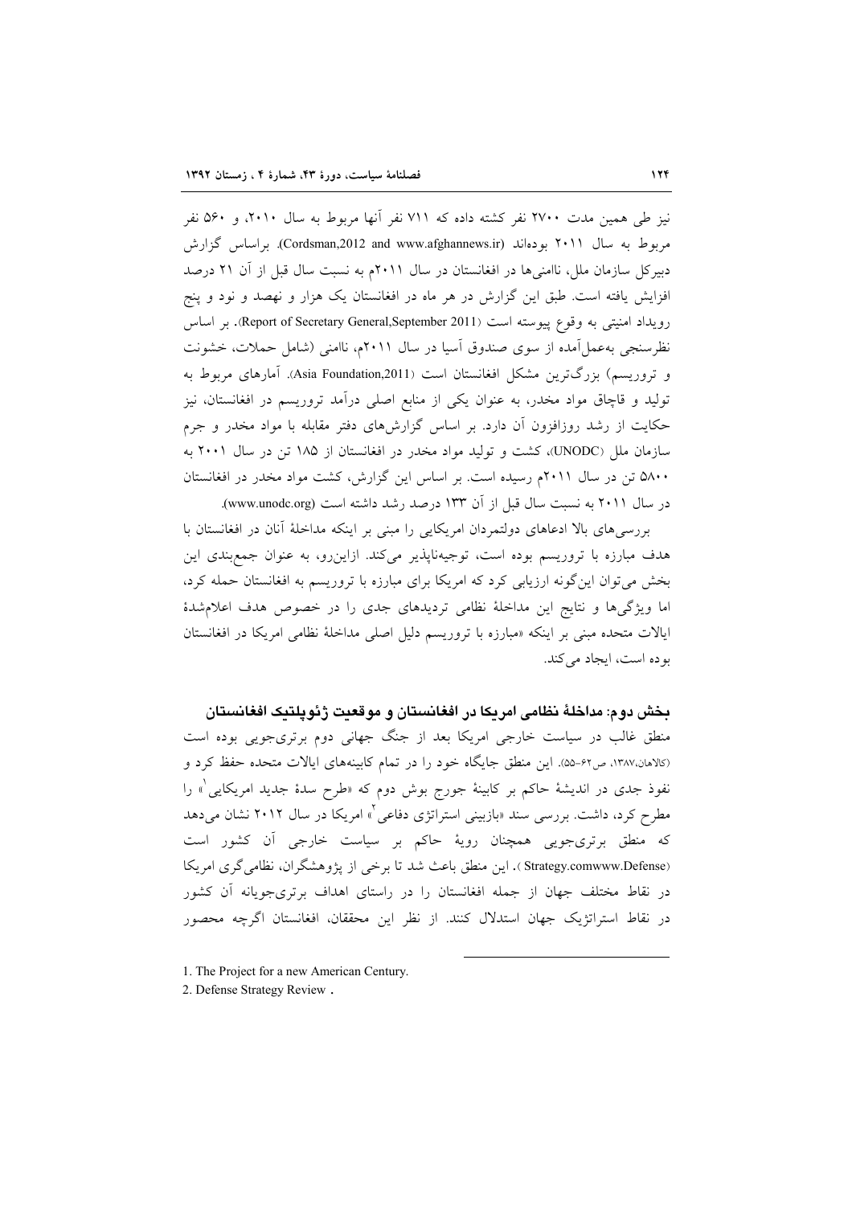نیز طی همین مدت ۲۷۰۰ نفر کشته داده که ۷۱۱ نفر آنها مربوط به سال ۲۰۱۰، و ۵۶۰ نفر مربوط به سال ۲۰۱۱ بوده‌اند (Cordsman,2012 and www.afghannews.ir). براساس گزارش دبیرکل سازمان ملل، ناامنی‌ها در افغانستان در سال ۲۰۱۱م به نسبت سال قبل از آن ۲۱ درصد افزایش یافته است. طبق این گزارش در هر ماه در افغانستان یک هزار و نهصد و نود و پنج رویداد امنیتی به وقوع پیوسته است (Report of Secretary General,September 2011). بر اساس نظرسنجی به‌عمل‌آمده از سوی صندوق آسیا در سال ۲۰۱۱م، ناامنی (شامل حملات، خشونت و تروریسم) بزرگ‌ترین مشکل افغانستان است (Asia Foundation,2011). آمارهای مربوط به تولید و قاچاق مواد مخدر، به عنوان یکی از منابع اصلی درآمد تروریسم در افغانستان، نیز حکایت از رشد روزافزون آن دارد. بر اساس گزارش‌های دفتر مقابله با مواد مخدر و جرم سازمان ملل (UNODC)، کشت و تولید مواد مخدر در افغانستان از ۱۸۵ تن در سال ۲۰۰۱ به ۵۸۰۰ تن در سال ۲۰۱۱م رسیده است. بر اساس این گزارش، کشت مواد مخدر در افغانستان در سال ۲۰۱۱ به نسبت سال قبل از آن ۱۳۳ درصد رشد داشته است (www.unodc.org).

بررسی‌های بالا ادعاهای دولتمردان امریکایی را مبنی بر اینکه مداخلهٔ آنان در افغانستان با هدف مبارزه با تروریسم بوده است، توجیه‌ناپذیر می‌کند. ازاین‌رو، به عنوان جمع‌بندی این بخش می‌توان این‌گونه ارزیابی کرد که امریکا برای مبارزه با تروریسم به افغانستان حمله کرد، اما ویژگی‌ها و نتایج این مداخلهٔ نظامی تردیدهای جدی را در خصوص هدف اعلام‌شدهٔ ایالات متحده مبنی بر اینکه «مبارزه با تروریسم دلیل اصلی مداخلهٔ نظامی امریکا در افغانستان بوده است، ایجاد می‌کند.

## بخش دوم: مداخلهٔ نظامی امریکا در افغانستان و موقعیت ژئوپلتیک افغانستان

منطق غالب در سیاست خارجی امریکا بعد از جنگ جهانی دوم برتری‌جویی بوده است (کالاهان،۱۳۸۷، ص۶۲-۵۵). این منطق جایگاه خود را در تمام کابینه‌های ایالات متحده حفظ کرد و نفوذ جدی در اندیشهٔ حاکم بر کابینهٔ جورج بوش دوم که «طرح سدهٔ جدید امریکایی[1]» را مطرح کرد، داشت. بررسی سند «بازبینی استراتژی دفاعی[2]» امریکا در سال ۲۰۱۲ نشان می‌دهد که منطق برتری‌جویی همچنان رویهٔ حاکم بر سیاست خارجی آن کشور است (Strategy.comwww.Defense). این منطق باعث شد تا برخی از پژوهشگران، نظامی‌گری امریکا در نقاط مختلف جهان از جمله افغانستان را در راستای اهداف برتری‌جویانه آن کشور در نقاط استراتژیک جهان استدلال کنند. از نظر این محققان، افغانستان اگرچه محصور

---

1. The Project for a new American Century.
2. Defense Strategy Review .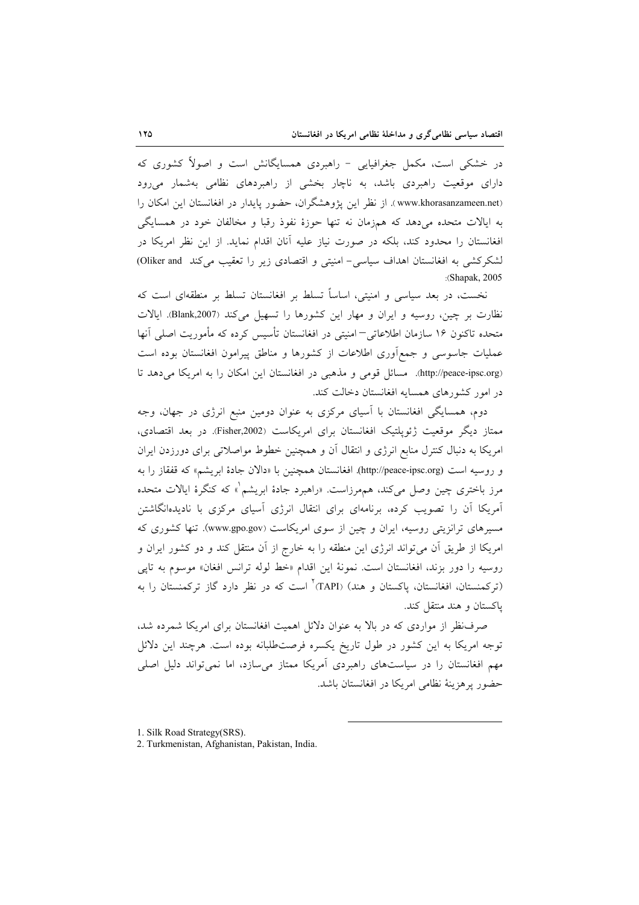در خشکی است، مکمل جغرافیایی - راهبردی همسایگانش است و اصولاً کشوری که دارای موقعیت راهبردی باشد، به ناچار بخشی از راهبردهای نظامی به‌شمار می‌رود (www.khorasanzameen.net). از نظر این پژوهشگران، حضور پایدار در افغانستان این امکان را به ایالات متحده می‌دهد که هم‌زمان نه تنها حوزهٔ نفوذ رقبا و مخالفان خود در همسایگی افغانستان را محدود کند، بلکه در صورت نیاز علیه آنان اقدام نماید. از این نظر امریکا در لشکرکشی به افغانستان اهداف سیاسی- امنیتی و اقتصادی زیر را تعقیب می‌کند (Oliker and Shapak, 2005):

نخست، در بعد سیاسی و امنیتی، اساساً تسلط بر افغانستان تسلط بر منطقه‌ای است که نظارت بر چین، روسیه و ایران و مهار این کشورها را تسهیل می‌کند (Blank,2007). ایالات متحده تاکنون ۱۶ سازمان اطلاعاتی– امنیتی در افغانستان تأسیس کرده که مأموریت اصلی آنها عملیات جاسوسی و جمع‌آوری اطلاعات از کشورها و مناطق پیرامون افغانستان بوده است (http://peace-ipsc.org). مسائل قومی و مذهبی در افغانستان این امکان را به امریکا می‌دهد تا در امور کشورهای همسایه افغانستان دخالت کند.

دوم، همسایگی افغانستان با آسیای مرکزی به عنوان دومین منبع انرژی در جهان، وجه ممتاز دیگر موقعیت ژئوپلتیک افغانستان برای امریکاست (Fisher,2002). در بعد اقتصادی، امریکا به دنبال کنترل منابع انرژی و انتقال آن و همچنین خطوط مواصلاتی برای دورزدن ایران و روسیه است (http://peace-ipsc.org). افغانستان همچنین با «دالان جادهٔ ابریشم» که قفقاز را به مرز باختری چین وصل می‌کند، هم‌مرزاست. «راهبرد جادهٔ ابریشم[1]» که کنگرهٔ ایالات متحده آمریکا آن را تصویب کرده، برنامه‌ای برای انتقال انرژی آسیای مرکزی با نادیده‌انگاشتن مسیرهای ترانزیتی روسیه، ایران و چین از سوی امریکاست (www.gpo.gov). تنها کشوری که امریکا از طریق آن می‌تواند انرژی این منطقه را به خارج از آن منتقل کند و دو کشور ایران و روسیه را دور بزند، افغانستان است. نمونهٔ این اقدام «خط لوله ترانس افغان» موسوم به تاپی (ترکمنستان، افغانستان، پاکستان و هند) (TAPI)[2] است که در نظر دارد گاز ترکمنستان را به پاکستان و هند منتقل کند.

صرف‌نظر از مواردی که در بالا به عنوان دلائل اهمیت افغانستان برای امریکا شمرده شد، توجه امریکا به این کشور در طول تاریخ یکسره فرصت‌طلبانه بوده است. هرچند این دلائل مهم افغانستان را در سیاست‌های راهبردی آمریکا ممتاز می‌سازد، اما نمی‌تواند دلیل اصلی حضور پرهزینهٔ نظامی امریکا در افغانستان باشد.

---

1. Silk Road Strategy(SRS).
2. Turkmenistan, Afghanistan, Pakistan, India.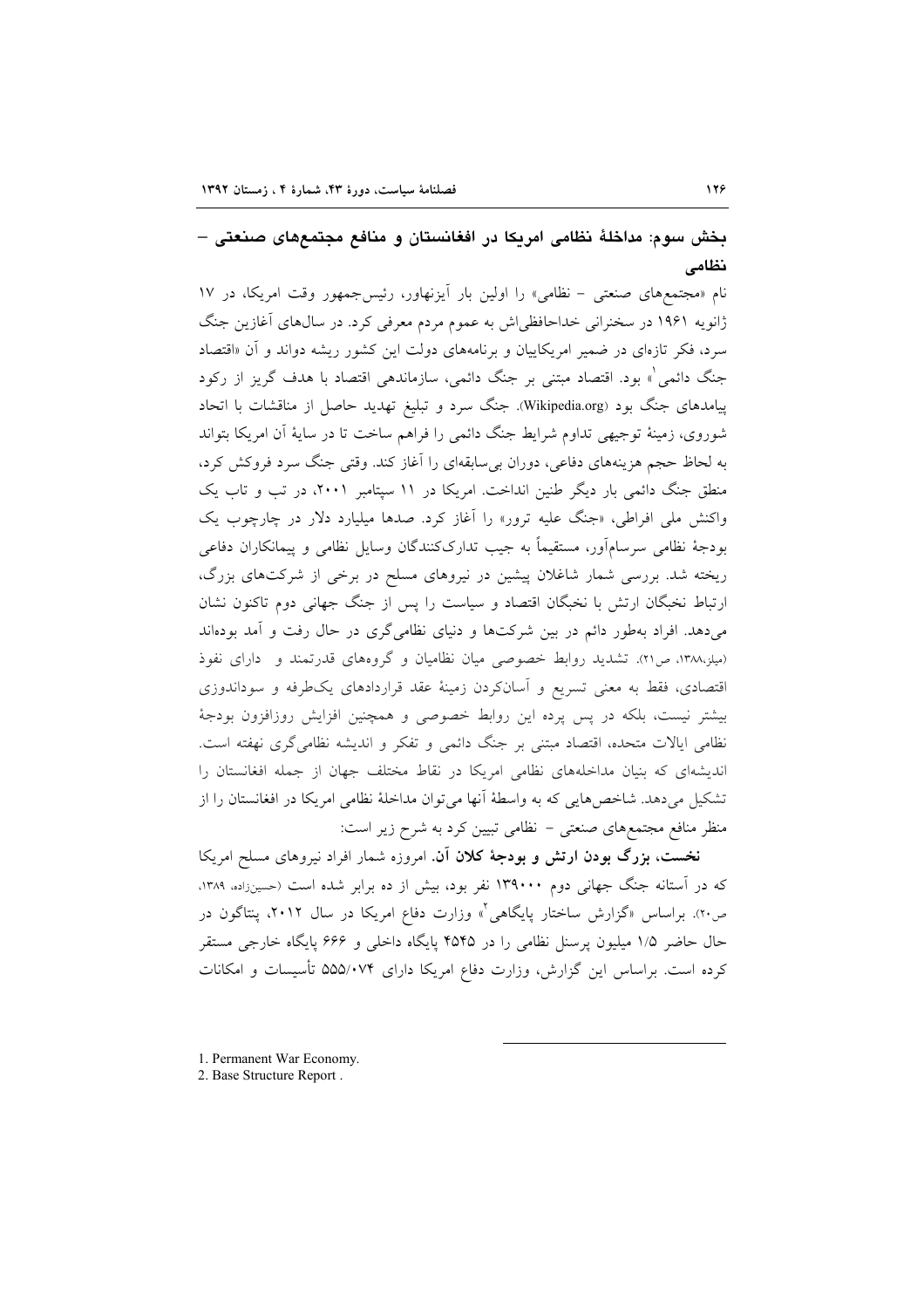## بخش سوم: مداخلهٔ نظامی امریکا در افغانستان و منافع مجتمع‌های صنعتی – نظامی

نام «مجتمع‌های صنعتی – نظامی» را اولین بار آیزنهاور، رئیس‌جمهور وقت امریکا، در ۱۷ ژانویه ۱۹۶۱ در سخنرانی خداحافظی‌اش به عموم مردم معرفی کرد. در سال‌های آغازین جنگ سرد، فکر تازه‌ای در ضمیر امریکاییان و برنامه‌های دولت این کشور ریشه دواند و آن «اقتصاد جنگ دائمی[1]» بود. اقتصاد مبتنی بر جنگ دائمی، سازماندهی اقتصاد با هدف گریز از رکود پیامدهای جنگ بود (Wikipedia.org). جنگ سرد و تبلیغ تهدید حاصل از مناقشات با اتحاد شوروی، زمینهٔ توجیهی تداوم شرایط جنگ دائمی را فراهم ساخت تا در سایهٔ آن امریکا بتواند به لحاظ حجم هزینه‌های دفاعی، دوران بی‌سابقه‌ای را آغاز کند. وقتی جنگ سرد فروکش کرد، منطق جنگ دائمی بار دیگر طنین انداخت. امریکا در ۱۱ سپتامبر ۲۰۰۱، در تب و تاب یک واکنش ملی افراطی، «جنگ علیه ترور» را آغاز کرد. صدها میلیارد دلار در چارچوب یک بودجهٔ نظامی سرسام‌آور، مستقیماً به جیب تدارک‌کنندگان وسایل نظامی و پیمانکاران دفاعی ریخته شد. بررسی شمار شاغلان پیشین در نیروهای مسلح در برخی از شرکت‌های بزرگ، ارتباط نخبگان ارتش با نخبگان اقتصاد و سیاست را پس از جنگ جهانی دوم تاکنون نشان می‌دهد. افراد به‌طور دائم در بین شرکت‌ها و دنیای نظامی‌گری در حال رفت و آمد بوده‌اند (میلز،۱۳۸۸، ص۲۱). تشدید روابط خصوصی میان نظامیان و گروه‌های قدرتمند و دارای نفوذ اقتصادی، فقط به معنی تسریع و آسان‌کردن زمینهٔ عقد قراردادهای یک‌طرفه و سوداندوزی بیشتر نیست، بلکه در پس پرده این روابط خصوصی و همچنین افزایش روزافزون بودجهٔ نظامی ایالات متحده، اقتصاد مبتنی بر جنگ دائمی و تفکر و اندیشه نظامی‌گری نهفته است. اندیشه‌ای که بنیان مداخله‌های نظامی امریکا در نقاط مختلف جهان از جمله افغانستان را تشکیل می‌دهد. شاخص‌هایی که به واسطهٔ آنها می‌توان مداخلهٔ نظامی امریکا در افغانستان را از منظر منافع مجتمع‌های صنعتی – نظامی تبیین کرد به شرح زیر است:

**نخست، بزرگ بودن ارتش و بودجهٔ کلان آن.** امروزه شمار افراد نیروهای مسلح امریکا که در آستانه جنگ جهانی دوم ۱۳۹۰۰۰ نفر بود، بیش از ده برابر شده است (حسین‌زاده، ۱۳۸۹، ص۲۰). براساس «گزارش ساختار پایگاهی[2]» وزارت دفاع امریکا در سال ۲۰۱۲، پنتاگون در حال حاضر ۱/۵ میلیون پرسنل نظامی را در ۴۵۴۵ پایگاه داخلی و ۶۶۶ پایگاه خارجی مستقر کرده است. براساس این گزارش، وزارت دفاع امریکا دارای ۵۵۵/۰۷۴ تأسیسات و امکانات

1. Permanent War Economy.
2. Base Structure Report .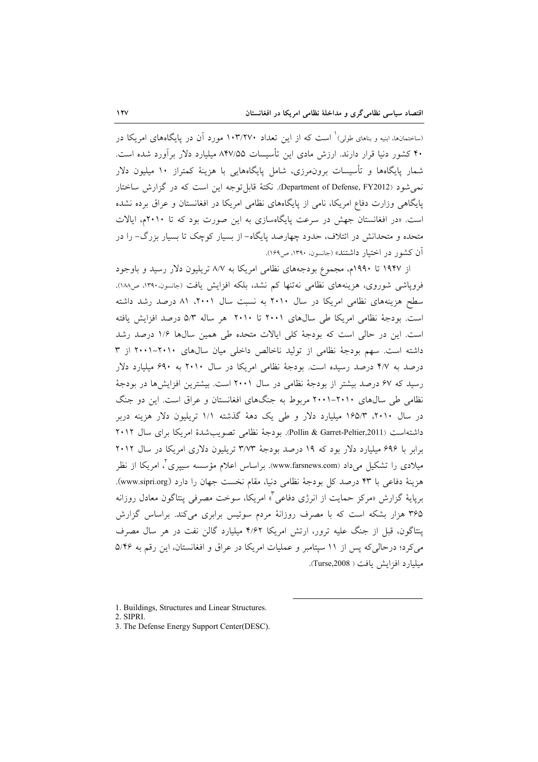(ساختمان‌ها، ابنیه و بناهای طولی)[1] است که از این تعداد ۱۰۳/۲۷۰ مورد آن در پایگاه‌های امریکا در ۴۰ کشور دنیا قرار دارند. ارزش مادی این تأسیسات ۸۴۷/۵۵ میلیارد دلار برآورد شده است. شمار پایگاه‌ها و تأسیسات برون‌مرزی، شامل پایگاه‌هایی با هزینهٔ کمتراز ۱۰ میلیون دلار نمی‌شود (Department of Defense, FY2012). نکتهٔ قابل‌توجه این است که در گزارش ساختار پایگاهی وزارت دفاع امریکا، نامی از پایگاه‌های نظامی امریکا در افغانستان و عراق برده نشده است. «در افغانستان جهش در سرعت پایگاه‌سازی به این صورت بود که تا ۲۰۱۰م، ایالات متحده و متحدانش در ائتلاف، حدود چهارصد پایگاه- از بسیار کوچک تا بسیار بزرگ- را در آن کشور در اختیار داشتند» (جانسون، ۱۳۹۰، ص۱۶۹).

از ۱۹۴۷ تا ۱۹۹۰م، مجموع بودجه‌های نظامی امریکا به ۸/۷ تریلیون دلار رسید و باوجود فروپاشی شوروی، هزینه‌های نظامی نه‌تنها کم نشد، بلکه افزایش یافت (جانسون،۱۳۹۰، ص۱۸۸). سطح هزینه‌های نظامی امریکا در سال ۲۰۱۰ به نسبت سال ۲۰۰۱، ۸۱ درصد رشد داشته است. بودجهٔ نظامی امریکا طی سال‌های ۲۰۰۱ تا ۲۰۱۰ هر ساله ۵/۳ درصد افزایش یافته است. این در حالی است که بودجهٔ کلی ایالات متحده طی همین سال‌ها ۱/۶ درصد رشد داشته است. سهم بودجهٔ نظامی از تولید ناخالص داخلی میان سال‌های ۲۰۱۰-۲۰۰۱ از ۳ درصد به ۴/۷ درصد رسیده است. بودجهٔ نظامی امریکا در سال ۲۰۱۰ به ۶۹۰ میلیارد دلار رسید که ۶۷ درصد بیشتر از بودجهٔ نظامی در سال ۲۰۰۱ است. بیشترین افزایش‌ها در بودجهٔ نظامی طی سال‌های ۲۰۱۰-۲۰۰۱ مربوط به جنگ‌های افغانستان و عراق است. این دو جنگ در سال ۲۰۱۰، ۱۶۵/۳ میلیارد دلار و طی یک دههٔ گذشته ۱/۱ تریلیون دلار هزینه دربر داشته‌است (Pollin & Garret-Peltier,2011). بودجهٔ نظامی تصویب‌شدهٔ امریکا برای سال ۲۰۱۲ برابر با ۶۹۶ میلیارد دلار بود که ۱۹ درصد بودجهٔ ۳/۷۳ تریلیون دلاری امریکا در سال ۲۰۱۲ میلادی را تشکیل می‌داد (www.farsnews.com). براساس اعلام مؤسسه سیپری[2]، امریکا از نظر هزینهٔ دفاعی با ۴۳ درصد کل بودجهٔ نظامی دنیا، مقام نخست جهان را دارد (www.sipri.org). برپایهٔ گزارش «مرکز حمایت از انرژی دفاعی[3]» امریکا، سوخت مصرفی پنتاگون معادل روزانه ۳۶۵ هزار بشکه است که با مصرف روزانهٔ مردم سوئیس برابری می‌کند. براساس گزارش پنتاگون، قبل از جنگ علیه ترور، ارتش امریکا ۴/۶۲ میلیارد گالن نفت در هر سال مصرف می‌کرد؛ درحالی‌که پس از ۱۱ سپتامبر و عملیات امریکا در عراق و افغانستان، این رقم به ۵/۴۶ میلیارد افزایش یافت ( Turse,2008).

---

1. Buildings, Structures and Linear Structures.
2. SIPRI.
3. The Defense Energy Support Center(DESC).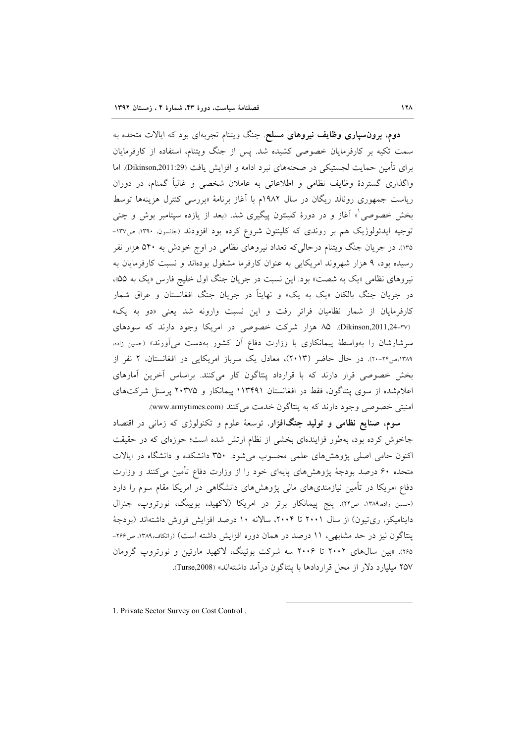**دوم، برون‌سپاری وظایف نیروهای مسلح.** جنگ ویتنام تجربه‌ای بود که ایالات متحده به سمت تکیه بر کارفرمایان خصوصی کشیده شد. پس از جنگ ویتنام، استفاده از کارفرمایان برای تأمین حمایت لجستیکی در صحنه‌های نبرد ادامه و افزایش یافت (Dikinson,2011:29). اما واگذاری گستردهٔ وظایف نظامی و اطلاعاتی به عاملان شخصی و غالباً گمنام، در دوران ریاست جمهوری رونالد ریگان در سال ۱۹۸۲م با آغاز برنامهٔ «بررسی کنترل هزینه‌ها توسط بخش خصوصی[1]» آغاز و در دورهٔ کلینتون پیگیری شد. «بعد از یازده سپتامبر بوش و چنی توجیه ایدئولوژیک هم بر روندی که کلینتون شروع کرده بود افزودند (جانسون، ۱۳۹۰، ص۱۳۷-۱۳۵). در جریان جنگ ویتنام درحالی‌که تعداد نیروهای نظامی در اوج خودش به ۵۴۰ هزار نفر رسیده بود، ۹ هزار شهروند امریکایی به عنوان کارفرما مشغول بوده‌اند و نسبت کارفرمایان به نیروهای نظامی «یک به شصت» بود. این نسبت در جریان جنگ اول خلیج فارس «یک به ۵۵»، در جریان جنگ بالکان «یک به یک» و نهایتاً در جریان جنگ افغانستان و عراق شمار کارفرمایان از شمار نظامیان فراتر رفت و این نسبت وارونه شد یعنی «دو به یک» (Dikinson,2011,24-۳۷). ۸۵ هزار شرکت خصوصی در امریکا وجود دارند که سودهای سرشارشان را به‌واسطهٔ پیمانکاری با وزارت دفاع آن کشور به‌دست می‌آورند» (حسین زاده، ۱۳۸۹،ص۲۴-۲۰). در حال حاضر (۲۰۱۳)، معادل یک سرباز امریکایی در افغانستان، ۲ نفر از بخش خصوصی قرار دارند که با قرارداد پنتاگون کار می‌کنند. براساس آخرین آمارهای اعلام‌شده از سوی پنتاگون، فقط در افغانستان ۱۱۳۴۹۱ پیمانکار و ۲۰۳۷۵ پرسنل شرکت‌های امنیتی خصوصی وجود دارند که به پنتاگون خدمت می‌کنند (www.armytimes.com).

**سوم، صنایع نظامی و تولید جنگ‌افزار.** توسعهٔ علوم و تکنولوژی که زمانی در اقتصاد جاخوش کرده بود، به‌طور فزاینده‌ای بخشی از نظام ارتش شده است؛ حوزه‌ای که در حقیقت اکنون حامی اصلی پژوهش‌های علمی محسوب می‌شود. ۳۵۰ دانشکده و دانشگاه در ایالات متحده ۶۰ درصد بودجهٔ پژوهش‌های پایه‌ای خود را از وزارت دفاع تأمین می‌کنند و وزارت دفاع امریکا در تأمین نیازمندی‌های مالی پژوهش‌های دانشگاهی در امریکا مقام سوم را دارد (حسین زاده،۱۳۸۹، ص۲۴). پنج پیمانکار برتر در امریکا (لاکهید، بویینگ، نورتروپ، جنرال داینامیکز، ری‌تیون) از سال ۲۰۰۱ تا ۲۰۰۴، سالانه ۱۰ درصد افزایش فروش داشته‌اند (بودجهٔ پنتاگون نیز در حد مشابهی، ۱۱ درصد در همان دوره افزایش داشته است) (راتکاف،۱۳۸۹، ص۲۶۶-۲۶۵). «بین سال‌های ۲۰۰۲ تا ۲۰۰۶ سه شرکت بوئینگ، لاکهید مارتین و نورتروپ گرومان ۲۵۷ میلیارد دلار از محل قراردادها با پنتاگون درآمد داشته‌اند» (Turse,2008).

---

1. Private Sector Survey on Cost Control .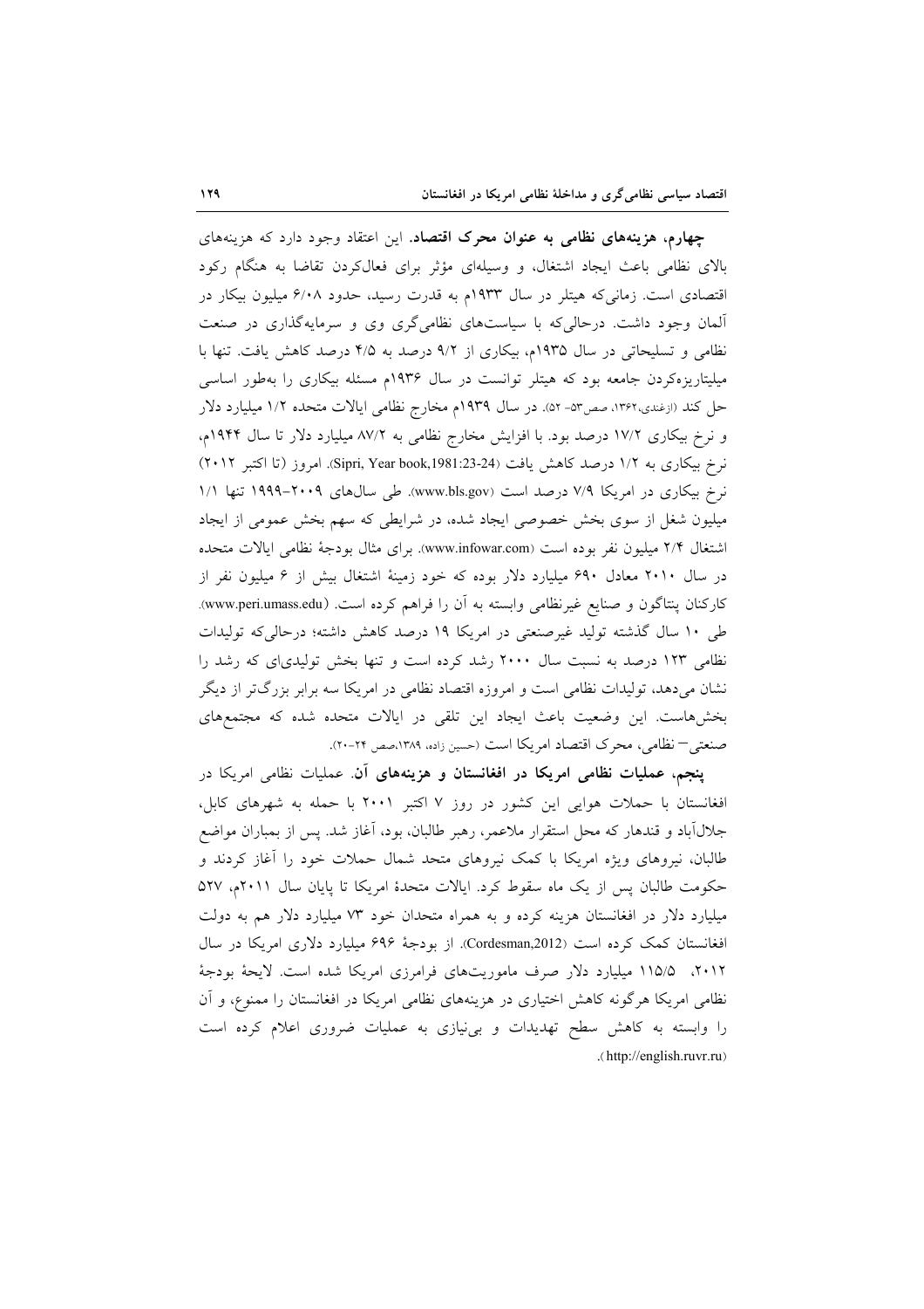**چهارم، هزینه‌های نظامی به عنوان محرک اقتصاد.** این اعتقاد وجود دارد که هزینه‌های بالای نظامی باعث ایجاد اشتغال، و وسیله‌ای مؤثر برای فعال‌کردن تقاضا به هنگام رکود اقتصادی است. زمانی‌که هیتلر در سال ۱۹۳۳م به قدرت رسید، حدود ۶/۰۸ میلیون بیکار در آلمان وجود داشت. درحالی‌که با سیاست‌های نظامی‌گری وی و سرمایه‌گذاری در صنعت نظامی و تسلیحاتی در سال ۱۹۳۵م، بیکاری از ۹/۲ درصد به ۴/۵ درصد کاهش یافت. تنها با میلیتاریزه‌کردن جامعه بود که هیتلر توانست در سال ۱۹۳۶م مسئله بیکاری را به‌طور اساسی حل کند (ازغندی،۱۳۶۲، صص۵۳- ۵۲). در سال ۱۹۳۹م مخارج نظامی ایالات متحده ۱/۲ میلیارد دلار و نرخ بیکاری ۱۷/۲ درصد بود. با افزایش مخارج نظامی به ۸۷/۲ میلیارد دلار تا سال ۱۹۴۴م، نرخ بیکاری به ۱/۲ درصد کاهش یافت (Sipri, Year book,1981:23-24). امروز (تا اکتبر ۲۰۱۲) نرخ بیکاری در امریکا ۷/۹ درصد است (www.bls.gov). طی سال‌های ۲۰۰۹–۱۹۹۹ تنها ۱/۱ میلیون شغل از سوی بخش خصوصی ایجاد شده، در شرایطی که سهم بخش عمومی از ایجاد اشتغال ۲/۴ میلیون نفر بوده است (www.infowar.com). برای مثال بودجهٔ نظامی ایالات متحده در سال ۲۰۱۰ معادل ۶۹۰ میلیارد دلار بوده که خود زمینهٔ اشتغال بیش از ۶ میلیون نفر از کارکنان پنتاگون و صنایع غیرنظامی وابسته به آن را فراهم کرده است. (www.peri.umass.edu). طی ۱۰ سال گذشته تولید غیرصنعتی در امریکا ۱۹ درصد کاهش داشته؛ درحالی‌که تولیدات نظامی ۱۲۳ درصد به نسبت سال ۲۰۰۰ رشد کرده است و تنها بخش تولیدی‌ای که رشد را نشان می‌دهد، تولیدات نظامی است و امروزه اقتصاد نظامی در امریکا سه برابر بزرگ‌تر از دیگر بخش‌هاست. این وضعیت باعث ایجاد این تلقی در ایالات متحده شده که مجتمع‌های صنعتی– نظامی، محرک اقتصاد امریکا است (حسین زاده، ۱۳۸۹،صص ۲۴-۲۰).

**پنجم، عملیات نظامی امریکا در افغانستان و هزینه‌های آن.** عملیات نظامی امریکا در افغانستان با حملات هوایی این کشور در روز ۷ اکتبر ۲۰۰۱ با حمله به شهرهای کابل، جلال‌آباد و قندهار که محل استقرار ملاعمر، رهبر طالبان، بود، آغاز شد. پس از بمباران مواضع طالبان، نیروهای ویژه امریکا با کمک نیروهای متحد شمال حملات خود را آغاز کردند و حکومت طالبان پس از یک ماه سقوط کرد. ایالات متحدهٔ امریکا تا پایان سال ۲۰۱۱م، ۵۲۷ میلیارد دلار در افغانستان هزینه کرده و به همراه متحدان خود ۷۳ میلیارد دلار هم به دولت افغانستان کمک کرده است (Cordesman,2012). از بودجهٔ ۶۹۶ میلیارد دلاری امریکا در سال ۲۰۱۲، ۱۱۵/۵ میلیارد دلار صرف ماموریت‌های فرامرزی امریکا شده است. لایحهٔ بودجهٔ نظامی امریکا هرگونه کاهش اختیاری در هزینه‌های نظامی امریکا در افغانستان را ممنوع، و آن را وابسته به کاهش سطح تهدیدات و بی‌نیازی به عملیات ضروری اعلام کرده است (http://english.ruvr.ru).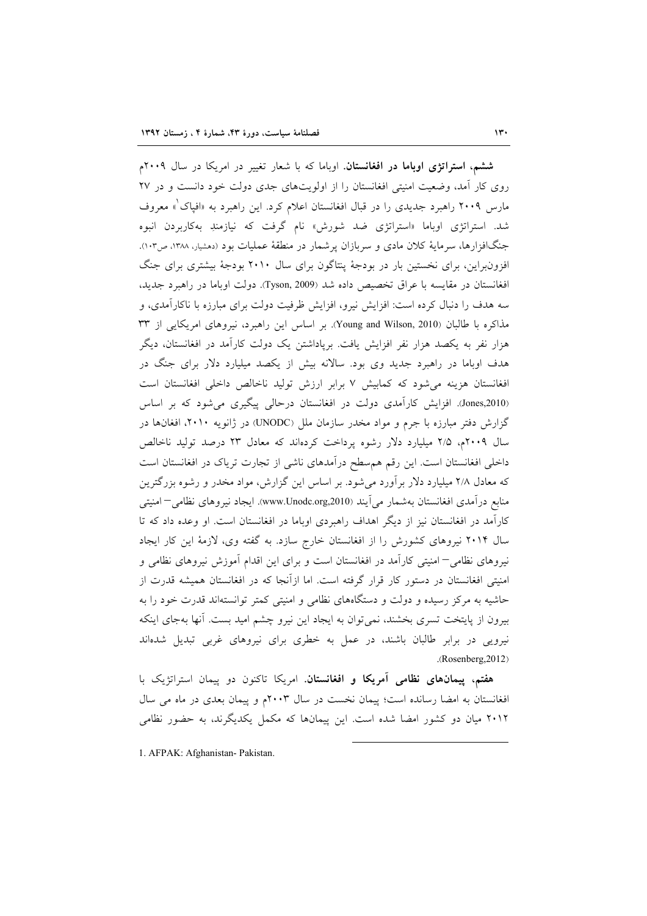**ششم، استراتژی اوباما در افغانستان.** اوباما که با شعار تغییر در امریکا در سال ۲۰۰۹م روی کار آمد، وضعیت امنیتی افغانستان را از اولویت‌های جدی دولت خود دانست و در ۲۷ مارس ۲۰۰۹ راهبرد جدیدی را در قبال افغانستان اعلام کرد. این راهبرد به «افپاک[1]» معروف شد. استراتژی اوباما «استراتژی ضد شورش» نام گرفت که نیازمندِ به‌کاربردن انبوه جنگ‌افزارها، سرمایهٔ کلان مادی و سربازان پرشمار در منطقهٔ عملیات بود (دهشیار، ۱۳۸۸، ص۱۰۳). افزون‌براین، برای نخستین بار در بودجهٔ پنتاگون برای سال ۲۰۱۰ بودجهٔ بیشتری برای جنگ افغانستان در مقایسه با عراق تخصیص داده شد (Tyson, 2009). دولت اوباما در راهبرد جدید، سه هدف را دنبال کرده است: افزایش نیرو، افزایش ظرفیت دولت برای مبارزه با ناکارآمدی، و مذاکره با طالبان (Young and Wilson, 2010). بر اساس این راهبرد، نیروهای امریکایی از ۳۳ هزار نفر به یکصد هزار نفر افزایش یافت. برپاداشتن یک دولت کارآمد در افغانستان، دیگر هدف اوباما در راهبرد جدید وی بود. سالانه بیش از یکصد میلیارد دلار برای جنگ در افغانستان هزینه می‌شود که کمابیش ۷ برابر ارزش تولید ناخالص داخلی افغانستان است (Jones,2010). افزایش کارآمدی دولت در افغانستان درحالی پیگیری می‌شود که بر اساس گزارش دفتر مبارزه با جرم و مواد مخدر سازمان ملل (UNODC) در ژانویه ۲۰۱۰، افغان‌ها در سال ۲۰۰۹م، ۲/۵ میلیارد دلار رشوه پرداخت کرده‌اند که معادل ۲۳ درصد تولید ناخالص داخلی افغانستان است. این رقم هم‌سطح درآمدهای ناشی از تجارت تریاک در افغانستان است که معادل ۲/۸ میلیارد دلار برآورد می‌شود. بر اساس این گزارش، مواد مخدر و رشوه بزرگترین منابع درآمدی افغانستان به‌شمار می‌آیند (www.Unodc.org,2010). ایجاد نیروهای نظامی– امنیتی کارآمد در افغانستان نیز از دیگر اهداف راهبردی اوباما در افغانستان است. او وعده داد که تا سال ۲۰۱۴ نیروهای کشورش را از افغانستان خارج سازد. به گفته وی، لازمهٔ این کار ایجاد نیروهای نظامی– امنیتی کارآمد در افغانستان است و برای این اقدام آموزش نیروهای نظامی و امنیتی افغانستان در دستور کار قرار گرفته است. اما ازآنجا که در افغانستان همیشه قدرت از حاشیه به مرکز رسیده و دولت و دستگاه‌های نظامی و امنیتی کمتر توانسته‌اند قدرت خود را به بیرون از پایتخت تسری بخشند، نمی‌توان به ایجاد این نیرو چشم امید بست. آنها به‌جای اینکه نیرویی در برابر طالبان باشند، در عمل به خطری برای نیروهای غربی تبدیل شده‌اند (Rosenberg,2012).

**هفتم، پیمان‌های نظامی آمریکا و افغانستان.** امریکا تاکنون دو پیمان استراتژیک با افغانستان به امضا رسانده است؛ پیمان نخست در سال ۲۰۰۳م و پیمان بعدی در ماه می سال ۲۰۱۲ میان دو کشور امضا شده است. این پیمان‌ها که مکمل یکدیگرند، به حضور نظامی

---

1. AFPAK: Afghanistan- Pakistan.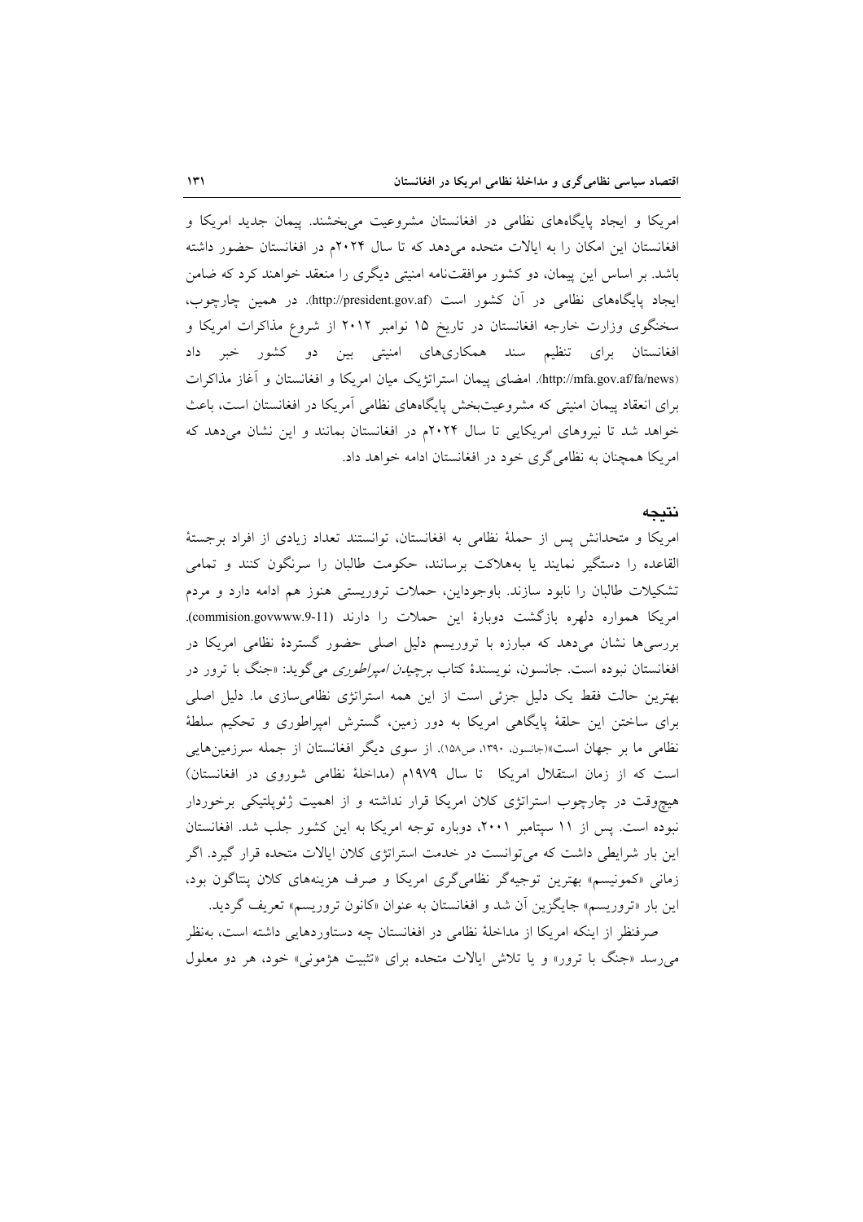امریکا و ایجاد پایگاه‌های نظامی در افغانستان مشروعیت می‌بخشند. پیمان جدید امریکا و افغانستان این امکان را به ایالات متحده می‌دهد که تا سال ۲۰۲۴م در افغانستان حضور داشته باشد. بر اساس این پیمان، دو کشور موافقت‌نامه امنیتی دیگری را منعقد خواهند کرد که ضامن ایجاد پایگاه‌های نظامی در آن کشور است (http://president.gov.af). در همین چارچوب، سخنگوی وزارت خارجه افغانستان در تاریخ ۱۵ نوامبر ۲۰۱۲ از شروع مذاکرات امریکا و افغانستان برای تنظیم سند همکاری‌های امنیتی بین دو کشور خبر داد (http://mfa.gov.af/fa/news). امضای پیمان استراتژیک میان امریکا و افغانستان و آغاز مذاکرات برای انعقاد پیمان امنیتی که مشروعیت‌بخش پایگاه‌های نظامی آمریکا در افغانستان است، باعث خواهد شد تا نیروهای امریکایی تا سال ۲۰۲۴م در افغانستان بمانند و این نشان می‌دهد که امریکا همچنان به نظامی‌گری خود در افغانستان ادامه خواهد داد.

## نتیجه

امریکا و متحدانش پس از حملهٔ نظامی به افغانستان، توانستند تعداد زیادی از افراد برجستهٔ القاعده را دستگیر نمایند یا به‌هلاکت برسانند، حکومت طالبان را سرنگون کنند و تمامی تشکیلات طالبان را نابود سازند. باوجوداین، حملات تروریستی هنوز هم ادامه دارد و مردم امریکا همواره دلهره بازگشت دوبارهٔ این حملات را دارند (commision.govwww.9-11). بررسی‌ها نشان می‌دهد که مبارزه با تروریسم دلیل اصلی حضور گستردهٔ نظامی امریکا در افغانستان نبوده است. جانسون، نویسندهٔ کتاب *برچیدن امپراطوری* می‌گوید: «جنگ با ترور در بهترین حالت فقط یک دلیل جزئی است از این همه استراتژی نظامی‌سازی ما. دلیل اصلی برای ساختن این حلقهٔ پایگاهی امریکا به دور زمین، گسترش امپراطوری و تحکیم سلطهٔ نظامی ما بر جهان است»(جانسون، ۱۳۹۰، ص۱۵۸). از سوی دیگر افغانستان از جمله سرزمین‌هایی است که از زمان استقلال امریکا تا سال ۱۹۷۹م (مداخلهٔ نظامی شوروی در افغانستان) هیچ‌وقت در چارچوب استراتژی کلان امریکا قرار نداشته و از اهمیت ژئوپلتیکی برخوردار نبوده است. پس از ۱۱ سپتامبر ۲۰۰۱، دوباره توجه امریکا به این کشور جلب شد. افغانستان این بار شرایطی داشت که می‌توانست در خدمت استراتژی کلان ایالات متحده قرار گیرد. اگر زمانی «کمونیسم» بهترین توجیه‌گر نظامی‌گری امریکا و صرف هزینه‌های کلان پنتاگون بود، این بار «تروریسم» جایگزین آن شد و افغانستان به عنوان «کانون تروریسم» تعریف گردید.

صرفنظر از اینکه امریکا از مداخلهٔ نظامی در افغانستان چه دستاوردهایی داشته است، به‌نظر می‌رسد «جنگ با ترور» و یا تلاش ایالات متحده برای «تثبیت هژمونی» خود، هر دو معلول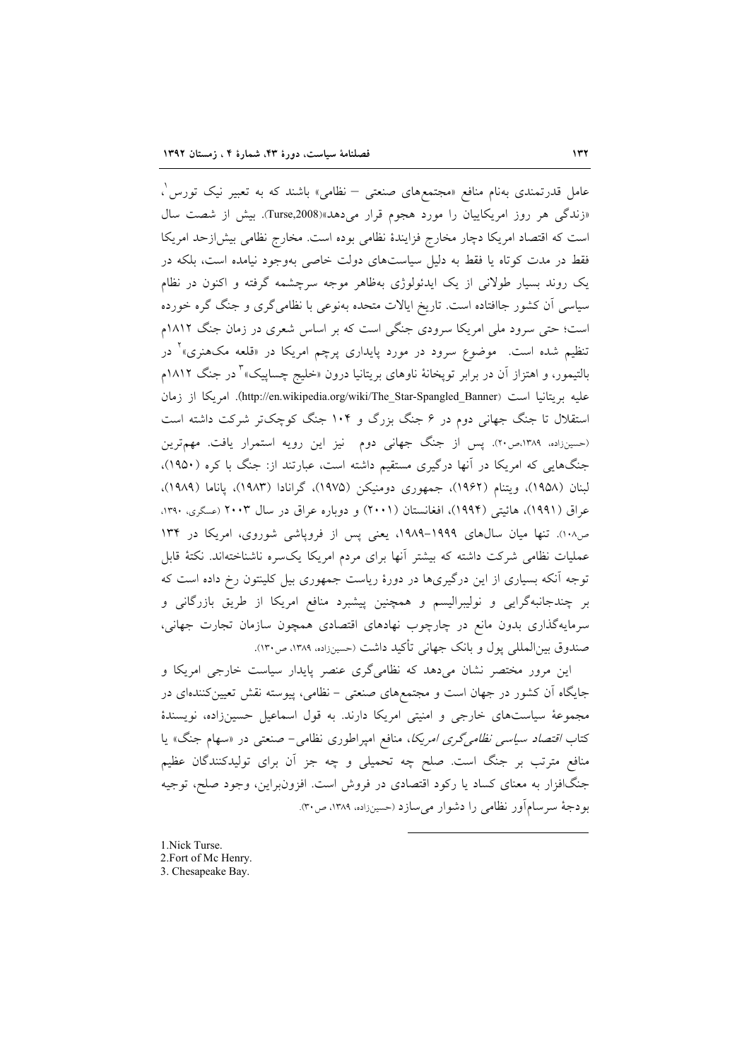عامل قدرتمندی به‌نام منافع «مجتمع‌های صنعتی – نظامی» باشند که به تعبیر نیک تورس[1]، «زندگی هر روز امریکاییان را مورد هجوم قرار می‌دهد»(Turse,2008). بیش از شصت سال است که اقتصاد امریکا دچار مخارج فزایندهٔ نظامی بوده است. مخارج نظامی بیش‌ازحد امریکا فقط در مدت کوتاه یا فقط به دلیل سیاست‌های دولت خاصی به‌وجود نیامده است، بلکه در یک روند بسیار طولانی از یک ایدئولوژی به‌ظاهر موجه سرچشمه گرفته و اکنون در نظام سیاسی آن کشور جاافتاده است. تاریخ ایالات متحده به‌نوعی با نظامی‌گری و جنگ گره خورده است؛ حتی سرود ملی امریکا سرودی جنگی است که بر اساس شعری در زمان جنگ ۱۸۱۲م تنظیم شده است. موضوع سرود در مورد پایداری پرچم امریکا در «قلعه مک‌هنری»[2] در بالتیمور، و اهتزاز آن در برابر توپخانهٔ ناوهای بریتانیا درون «خلیج چساپیک»[3] در جنگ ۱۸۱۲م علیه بریتانیا است (http://en.wikipedia.org/wiki/The_Star-Spangled_Banner). امریکا از زمان استقلال تا جنگ جهانی دوم در ۶ جنگ بزرگ و ۱۰۴ جنگ کوچک‌تر شرکت داشته است (حسین‌زاده، ۱۳۸۹،ص۲۰). پس از جنگ جهانی دوم نیز این رویه استمرار یافت. مهم‌ترین جنگ‌هایی که امریکا در آنها درگیری مستقیم داشته است، عبارتند از: جنگ با کره (۱۹۵۰)، لبنان (۱۹۵۸)، ویتنام (۱۹۶۲)، جمهوری دومنیکن (۱۹۷۵)، گرانادا (۱۹۸۳)، پاناما (۱۹۸۹)، عراق (۱۹۹۱)، هائیتی (۱۹۹۴)، افغانستان (۲۰۰۱) و دوباره عراق در سال ۲۰۰۳ (عسگری، ۱۳۹۰، ص۱۰۸). تنها میان سال‌های ۱۹۹۹–۱۹۸۹، یعنی پس از فروپاشی شوروی، امریکا در ۱۳۴ عملیات نظامی شرکت داشته که بیشتر آنها برای مردم امریکا یک‌سره ناشناخته‌اند. نکتهٔ قابل توجه آنکه بسیاری از این درگیری‌ها در دورهٔ ریاست جمهوری بیل کلینتون رخ داده است که بر چندجانبه‌گرایی و نولیبرالیسم و همچنین پیشبرد منافع امریکا از طریق بازرگانی و سرمایه‌گذاری بدون مانع در چارچوب نهادهای اقتصادی همچون سازمان تجارت جهانی، صندوق بین‌المللی پول و بانک جهانی تأکید داشت (حسین‌زاده، ۱۳۸۹، ص۱۳۰).

این مرور مختصر نشان می‌دهد که نظامی‌گری عنصر پایدار سیاست خارجی امریکا و جایگاه آن کشور در جهان است و مجتمع‌های صنعتی – نظامی، پیوسته نقش تعیین‌کننده‌ای در مجموعهٔ سیاست‌های خارجی و امنیتی امریکا دارند. به قول اسماعیل حسین‌زاده، نویسندهٔ کتاب *اقتصاد سیاسی نظامی‌گری امریکا*، منافع امپراطوری نظامی– صنعتی در «سهام جنگ» یا منافع مترتب بر جنگ است. صلح چه تحمیلی و چه جز آن برای تولیدکنندگان عظیم جنگ‌افزار به معنای کساد یا رکود اقتصادی در فروش است. افزون‌براین، وجود صلح، توجیه بودجهٔ سرسام‌آور نظامی را دشوار می‌سازد (حسین‌زاده، ۱۳۸۹، ص۳۰).

---

1. Nick Turse.
2. Fort of Mc Henry.
3. Chesapeake Bay.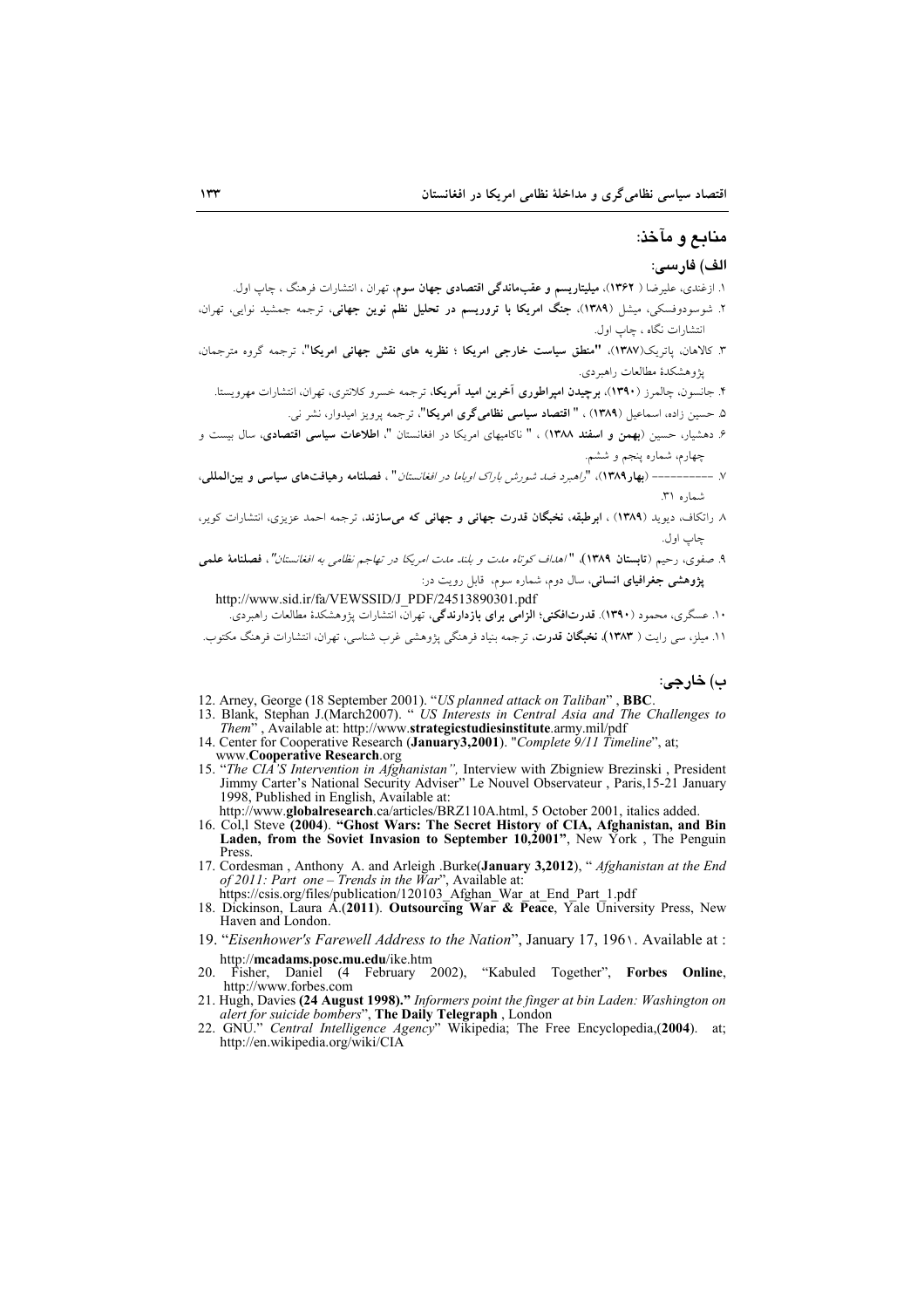## منابع و مآخذ:

### الف) فارسی:

۱. ازغندی، علیرضا ( ۱۳۶۲)، **میلیتاریسم و عقب‌ماندگی اقتصادی جهان سوم**، تهران ، انتشارات فرهنگ ، چاپ اول.

۲. شوسودوفسکی، میشل (۱۳۸۹)، **جنگ امریکا با تروریسم در تحلیل نظم نوین جهانی**، ترجمه جمشید نوایی، تهران، انتشارات نگاه ، چاپ اول.

۳. کالاهان، پاتریک(۱۳۸۷)، **"منطق سیاست خارجی امریکا ؛ نظریه های نقش جهانی امریکا"**، ترجمه گروه مترجمان، پژوهشکدهٔ مطالعات راهبردی.

۴. جانسون، چالمرز (۱۳۹۰)، **برچیدن امپراطوری آخرین امید آمریکا**، ترجمه خسرو کلانتری، تهران، انتشارات مهرویستا.

۵. حسین زاده، اسماعیل (۱۳۸۹) ، " **اقتصاد سیاسی نظامی‌گری امریکا**"، ترجمه پرویز امیدوار، نشر نی.

۶. دهشیار، حسین (**بهمن و اسفند ۱۳۸۸**) ، " ناکامیهای امریکا در افغانستان "، **اطلاعات سیاسی اقتصادی**، سال بیست و چهارم، شماره پنجم و ششم.

۷. ---------- (**بهار۱۳۸۹**)، "*راهبرد ضد شورش باراک اوباما در افغانستان*" ، **فصلنامه رهیافت‌های سیاسی و بین‌المللی**، شماره ۳۱.

۸. راتکاف، دیوید (۱۳۸۹) ، **ابرطبقه، نخبگان قدرت جهانی و جهانی که می‌سازند**، ترجمه احمد عزیزی، انتشارات کویر، چاپ اول.

۹. صفوی، رحیم (**تابستان ۱۳۸۹**)، "*اهداف کوتاه مدت و بلند مدت امریکا در تهاجم نظامی به افغانستان*"، **فصلنامهٔ علمی پژوهشی جغرافیای انسانی**، سال دوم، شماره سوم، قابل رویت در:
http://www.sid.ir/fa/VEWSSID/J_PDF/24513890301.pdf

۱۰. عسگری، محمود (۱۳۹۰). **قدرت‌افکنی؛ الزامی برای بازدارندگی**، تهران، انتشارات پژوهشکدهٔ مطالعات راهبردی.

۱۱. میلز، سی رایت ( ۱۳۸۳)، **نخبگان قدرت**، ترجمه بنیاد فرهنگی پژوهشی غرب شناسی، تهران، انتشارات فرهنگ مکتوب.

### ب) خارجی:

12. Arney, George (18 September 2001). "*US planned attack on Taliban*" , **BBC**.
13. Blank, Stephan J.(March2007). " *US Interests in Central Asia and The Challenges to Them*" , Available at: http://www.**strategicstudiesinstitute**.army.mil/pdf
14. Center for Cooperative Research (**January3,2001**). "*Complete 9/11 Timeline*", at; www.**Cooperative Research**.org
15. "*The CIA'S Intervention in Afghanistan",* Interview with Zbigniew Brezinski , President Jimmy Carter's National Security Adviser" Le Nouvel Observateur , Paris,15-21 January 1998, Published in English, Available at: http://www.**globalresearch**.ca/articles/BRZ110A.html, 5 October 2001, italics added.
16. Col,l Steve **(2004)**. **"Ghost Wars: The Secret History of CIA, Afghanistan, and Bin Laden, from the Soviet Invasion to September 10,2001"**, New York , The Penguin Press.
17. Cordesman , Anthony A. and Arleigh .Burke(**January 3,2012**), " *Afghanistan at the End of 2011: Part one – Trends in the War*", Available at: https://csis.org/files/publication/120103_Afghan_War_at_End_Part_1.pdf
18. Dickinson, Laura A.(**2011**). **Outsourcing War & Peace**, Yale University Press, New Haven and London.
19. "*Eisenhower's Farewell Address to the Nation*", January 17, 196۱. Available at : http://**mcadams.posc.mu.edu**/ike.htm
20. Fisher, Daniel (4 February 2002), "Kabuled Together", **Forbes Online**, http://www.forbes.com
21. Hugh, Davies **(24 August 1998)."** *Informers point the finger at bin Laden: Washington on alert for suicide bombers*", **The Daily Telegraph** , London
22. GNU." *Central Intelligence Agency*" Wikipedia; The Free Encyclopedia,(**2004**). at; http://en.wikipedia.org/wiki/CIA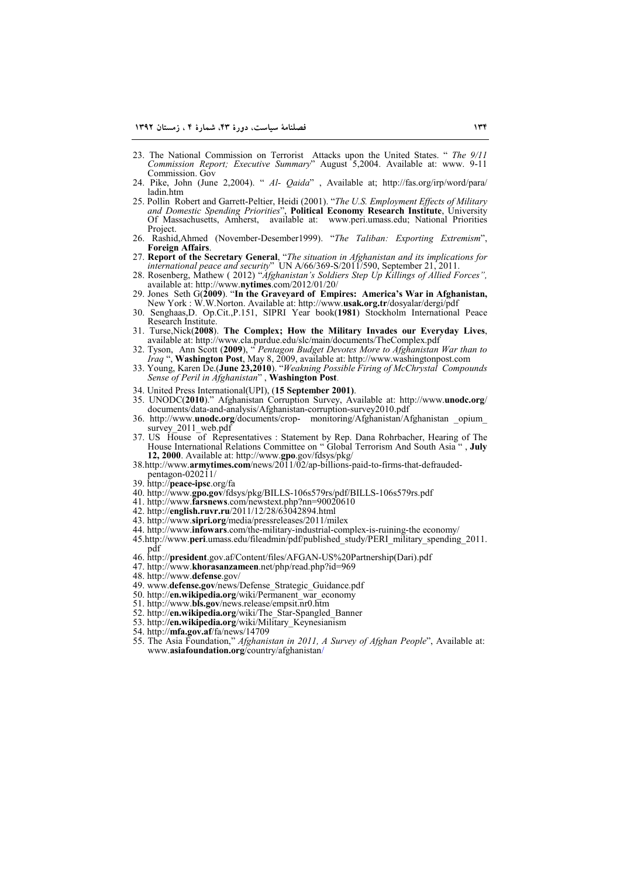23. The National Commission on Terrorist Attacks upon the United States. " *The 9/11 Commission Report; Executive Summary*" August 5,2004. Available at: www. 9-11 Commission. Gov
24. Pike, John (June 2,2004). " *Al- Qaida*" , Available at; http://fas.org/irp/word/para/ladin.htm
25. Pollin Robert and Garrett-Peltier, Heidi (2001). "*The U.S. Employment Effects of Military and Domestic Spending Priorities*", **Political Economy Research Institute**, University Of Massachusetts, Amherst, available at: www.peri.umass.edu; National Priorities Project.
26. Rashid,Ahmed (November-Desember1999). "*The Taliban: Exporting Extremism*", **Foreign Affairs**.
27. **Report of the Secretary General**, "*The situation in Afghanistan and its implications for international peace and security*" UN A/66/369-S/2011/590, September 21, 2011.
28. Rosenberg, Mathew ( 2012) "*Afghanistan's Soldiers Step Up Killings of Allied Forces",* available at: http://www.**nytimes**.com/2012/01/20/
29. Jones Seth G(**2009**). "**In the Graveyard of Empires: America's War in Afghanistan,** New York : W.W.Norton. Available at: http://www.**usak.org.tr**/dosyalar/dergi/pdf
30. Senghaas,D. Op.Cit.,P.151, SIPRI Year book(**1981**) Stockholm International Peace Research Institute.
31. Turse,Nick(**2008**). **The Complex; How the Military Invades our Everyday Lives**, available at: http://www.cla.purdue.edu/slc/main/documents/TheComplex.pdf
32. Tyson, Ann Scott (**2009**), " *Pentagon Budget Devotes More to Afghanistan War than to Iraq* ", **Washington Post**, May 8, 2009, available at: http://www.washingtonpost.com
33. Young, Karen De.(**June 23,2010**). "*Weakning Possible Firing of McChrystal Compounds Sense of Peril in Afghanistan*" , **Washington Post**.
34. United Press International(UPI), (**15 September 2001)**.
35. UNODC(**2010**)." Afghanistan Corruption Survey, Available at: http://www.**unodc.org**/documents/data-and-analysis/Afghanistan-corruption-survey2010.pdf
36. http://www.**unodc.org**/documents/crop- monitoring/Afghanistan/Afghanistan _opium_ survey_2011_web.pdf
37. US House of Representatives : Statement by Rep. Dana Rohrbacher, Hearing of The House International Relations Committee on " Global Terrorism And South Asia " , **July 12, 2000**. Available at: http://www.**gpo**.gov/fdsys/pkg/
38. http://www.**armytimes.com**/news/2011/02/ap-billions-paid-to-firms-that-defrauded-pentagon-020211/
39. http://**peace-ipsc**.org/fa
40. http://www.**gpo.gov**/fdsys/pkg/BILLS-106s579rs/pdf/BILLS-106s579rs.pdf
41. http://www.**farsnews**.com/newstext.php?nn=90020610
42. http://**english.ruvr.ru**/2011/12/28/63042894.html
43. http://www.**sipri.org**/media/pressreleases/2011/milex
44. http://www.**infowars**.com/the-military-industrial-complex-is-ruining-the economy/
45. http://www.**peri**.umass.edu/fileadmin/pdf/published_study/PERI_military_spending_2011.pdf
46. http://**president**.gov.af/Content/files/AFGAN-US%20Partnership(Dari).pdf
47. http://www.**khorasanzameen**.net/php/read.php?id=969
48. http://www.**defense**.gov/
49. www.**defense.gov**/news/Defense_Strategic_Guidance.pdf
50. http://**en.wikipedia.org**/wiki/Permanent_war_economy
51. http://www.**bls.gov**/news.release/empsit.nr0.htm
52. http://**en.wikipedia.org**/wiki/The_Star-Spangled_Banner
53. http://**en.wikipedia.org**/wiki/Military_Keynesianism
54. http://**mfa.gov.af**/fa/news/14709
55. The Asia Foundation," *Afghanistan in 2011, A Survey of Afghan People*", Available at: www.**asiafoundation.org**/country/afghanistan/